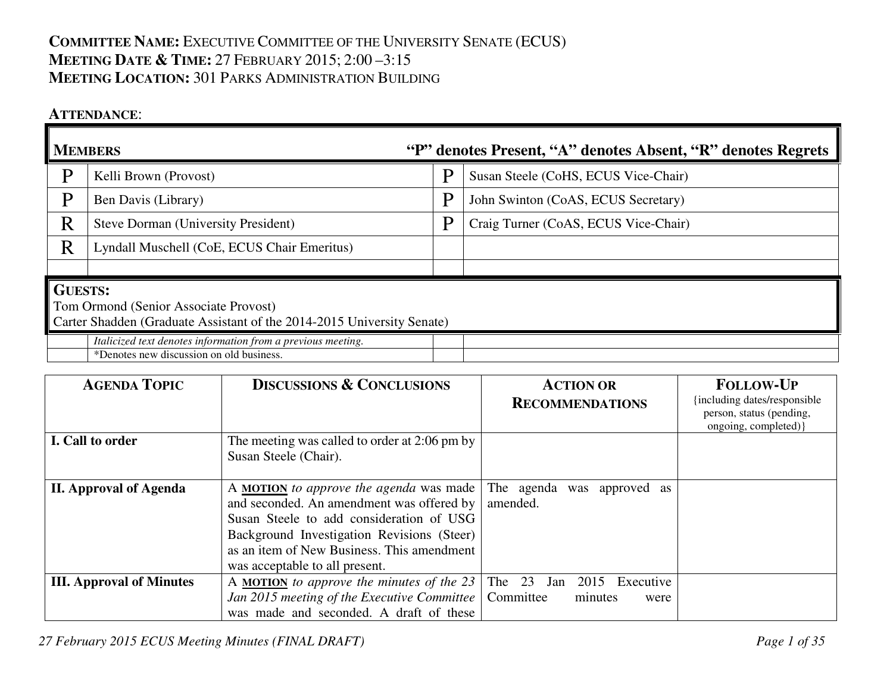**COMMITTEE NAME:** EXECUTIVE COMMITTEE OF THE UNIVERSITY SENATE (ECUS)
**MEETING DATE & TIME:** 27 FEBRUARY 2015; 2:00 –3:15
**MEETING LOCATION:** 301 PARKS ADMINISTRATION BUILDING

**ATTENDANCE**:

| **MEMBERS** | | **"P" denotes Present, "A" denotes Absent, "R" denotes Regrets** | |
|---|---|---|---|
| P | Kelli Brown (Provost) | P | Susan Steele (CoHS, ECUS Vice-Chair) |
| P | Ben Davis (Library) | P | John Swinton (CoAS, ECUS Secretary) |
| R | Steve Dorman (University President) | P | Craig Turner (CoAS, ECUS Vice-Chair) |
| R | Lyndall Muschell (CoE, ECUS Chair Emeritus) | | |
| | | | |

**GUESTS:**
Tom Ormond (Senior Associate Provost)
Carter Shadden (Graduate Assistant of the 2014-2015 University Senate)

| | | | |
|---|---|---|---|
| | *Italicized text denotes information from a previous meeting.* | | |
| | *Denotes new discussion on old business. | | |

| **AGENDA TOPIC** | **DISCUSSIONS & CONCLUSIONS** | **ACTION OR RECOMMENDATIONS** | **FOLLOW-UP** {including dates/responsible person, status (pending, ongoing, completed)} |
|---|---|---|---|
| **I. Call to order** | The meeting was called to order at 2:06 pm by Susan Steele (Chair). | | |
| **II. Approval of Agenda** | A **MOTION** *to approve the agenda* was made and seconded. An amendment was offered by Susan Steele to add consideration of USG Background Investigation Revisions (Steer) as an item of New Business. This amendment was acceptable to all present. | The agenda was approved as amended. | |
| **III. Approval of Minutes** | A **MOTION** *to approve the minutes of the 23 Jan 2015 meeting of the Executive Committee* was made and seconded. A draft of these | The 23 Jan 2015 Executive Committee minutes were | |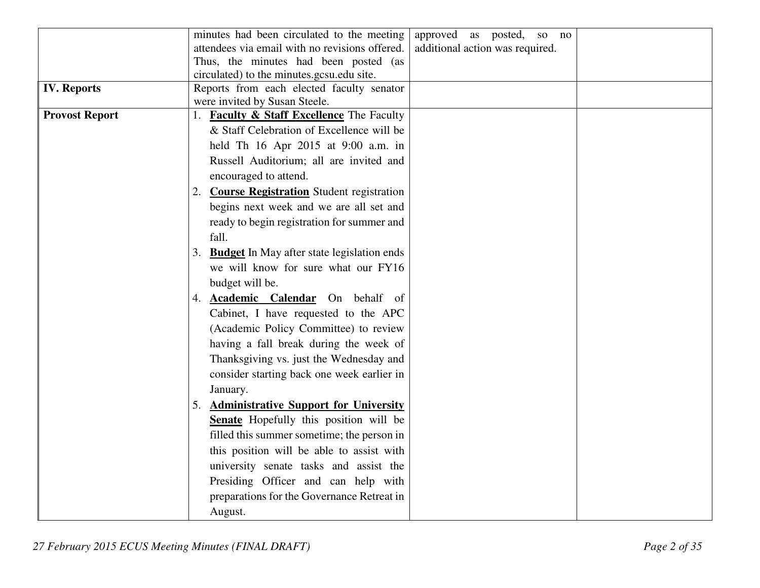| | | | |
|---|---|---|---|
| | minutes had been circulated to the meeting attendees via email with no revisions offered. Thus, the minutes had been posted (as circulated) to the minutes.gcsu.edu site. | approved as posted, so no additional action was required. | |
| **IV. Reports** | Reports from each elected faculty senator were invited by Susan Steele. | | |
| **Provost Report** | 1. **Faculty & Staff Excellence** The Faculty & Staff Celebration of Excellence will be held Th 16 Apr 2015 at 9:00 a.m. in Russell Auditorium; all are invited and encouraged to attend.<br>2. **Course Registration** Student registration begins next week and we are all set and ready to begin registration for summer and fall.<br>3. **Budget** In May after state legislation ends we will know for sure what our FY16 budget will be.<br>4. **Academic Calendar** On behalf of Cabinet, I have requested to the APC (Academic Policy Committee) to review having a fall break during the week of Thanksgiving vs. just the Wednesday and consider starting back one week earlier in January.<br>5. **Administrative Support for University Senate** Hopefully this position will be filled this summer sometime; the person in this position will be able to assist with university senate tasks and assist the Presiding Officer and can help with preparations for the Governance Retreat in August. | | |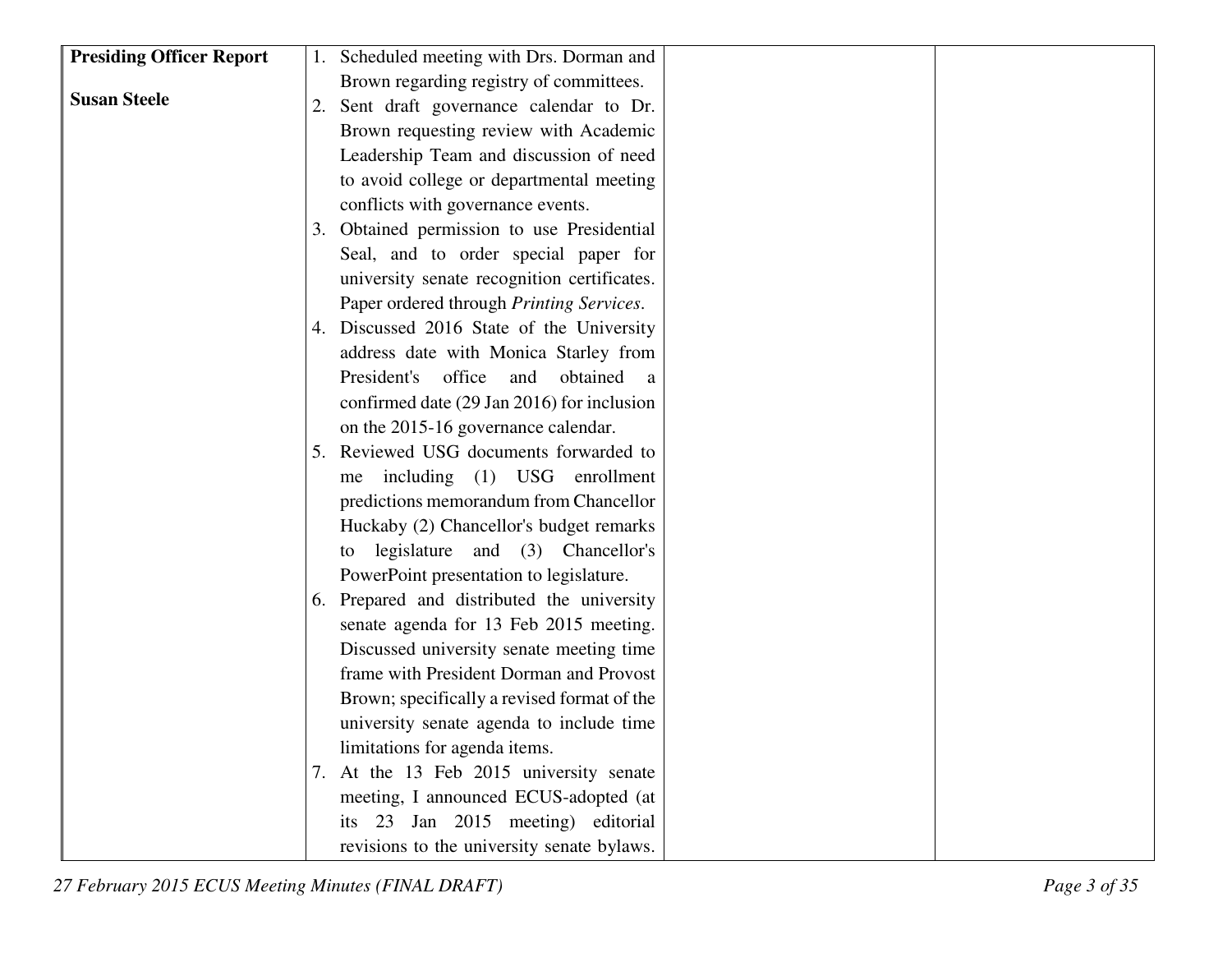| | | | |
|---|---|---|---|
| **Presiding Officer Report**<br><br>**Susan Steele** | 1. Scheduled meeting with Drs. Dorman and Brown regarding registry of committees.<br>2. Sent draft governance calendar to Dr. Brown requesting review with Academic Leadership Team and discussion of need to avoid college or departmental meeting conflicts with governance events.<br>3. Obtained permission to use Presidential Seal, and to order special paper for university senate recognition certificates. Paper ordered through *Printing Services*.<br>4. Discussed 2016 State of the University address date with Monica Starley from President's office and obtained a confirmed date (29 Jan 2016) for inclusion on the 2015-16 governance calendar.<br>5. Reviewed USG documents forwarded to me including (1) USG enrollment predictions memorandum from Chancellor Huckaby (2) Chancellor's budget remarks to legislature and (3) Chancellor's PowerPoint presentation to legislature.<br>6. Prepared and distributed the university senate agenda for 13 Feb 2015 meeting. Discussed university senate meeting time frame with President Dorman and Provost Brown; specifically a revised format of the university senate agenda to include time limitations for agenda items.<br>7. At the 13 Feb 2015 university senate meeting, I announced ECUS-adopted (at its 23 Jan 2015 meeting) editorial revisions to the university senate bylaws. | | |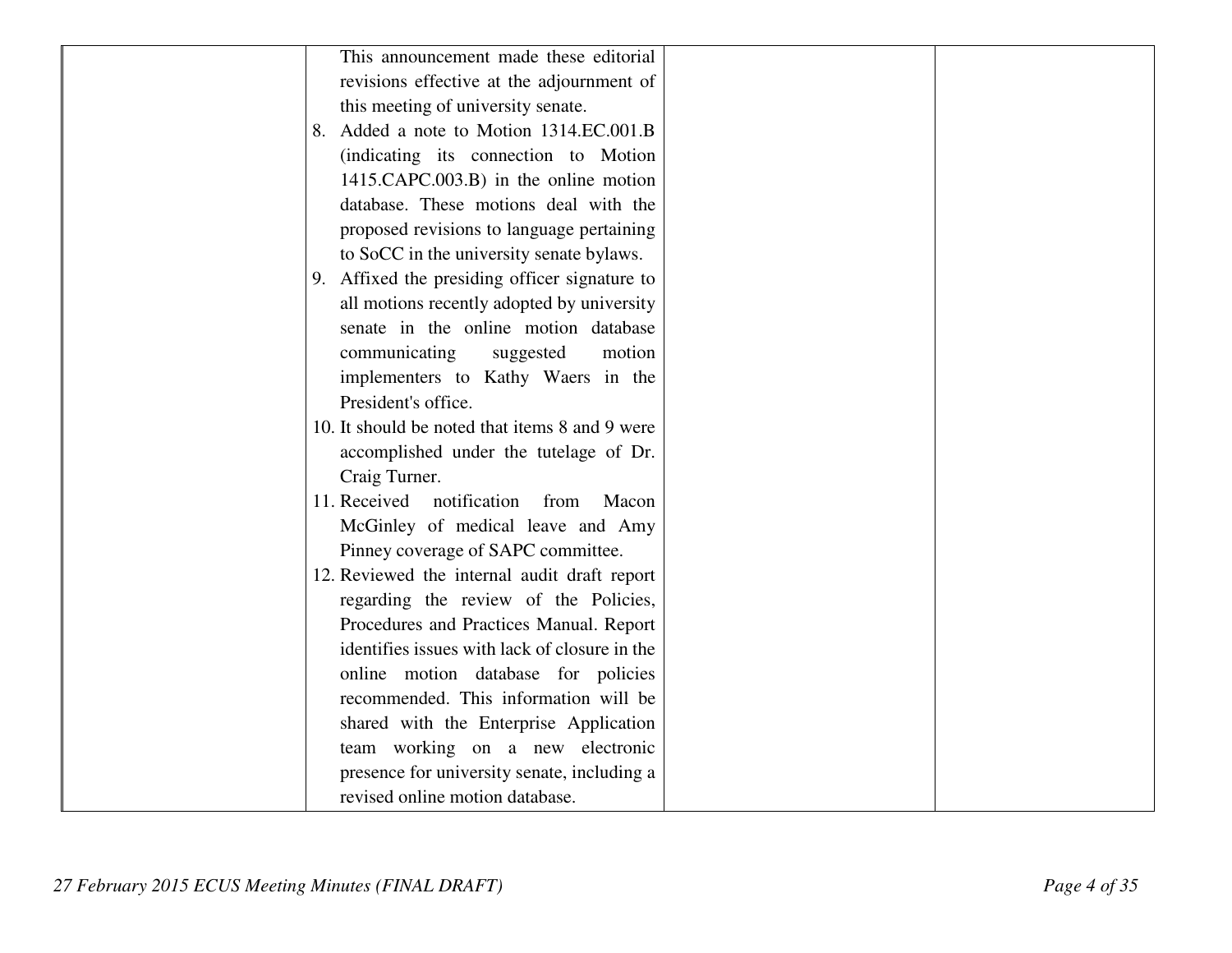| | | | |
|---|---|---|---|
| | This announcement made these editorial revisions effective at the adjournment of this meeting of university senate.<br>8. Added a note to Motion 1314.EC.001.B (indicating its connection to Motion 1415.CAPC.003.B) in the online motion database. These motions deal with the proposed revisions to language pertaining to SoCC in the university senate bylaws.<br>9. Affixed the presiding officer signature to all motions recently adopted by university senate in the online motion database communicating suggested motion implementers to Kathy Waers in the President's office.<br>10. It should be noted that items 8 and 9 were accomplished under the tutelage of Dr. Craig Turner.<br>11. Received notification from Macon McGinley of medical leave and Amy Pinney coverage of SAPC committee.<br>12. Reviewed the internal audit draft report regarding the review of the Policies, Procedures and Practices Manual. Report identifies issues with lack of closure in the online motion database for policies recommended. This information will be shared with the Enterprise Application team working on a new electronic presence for university senate, including a revised online motion database. | | |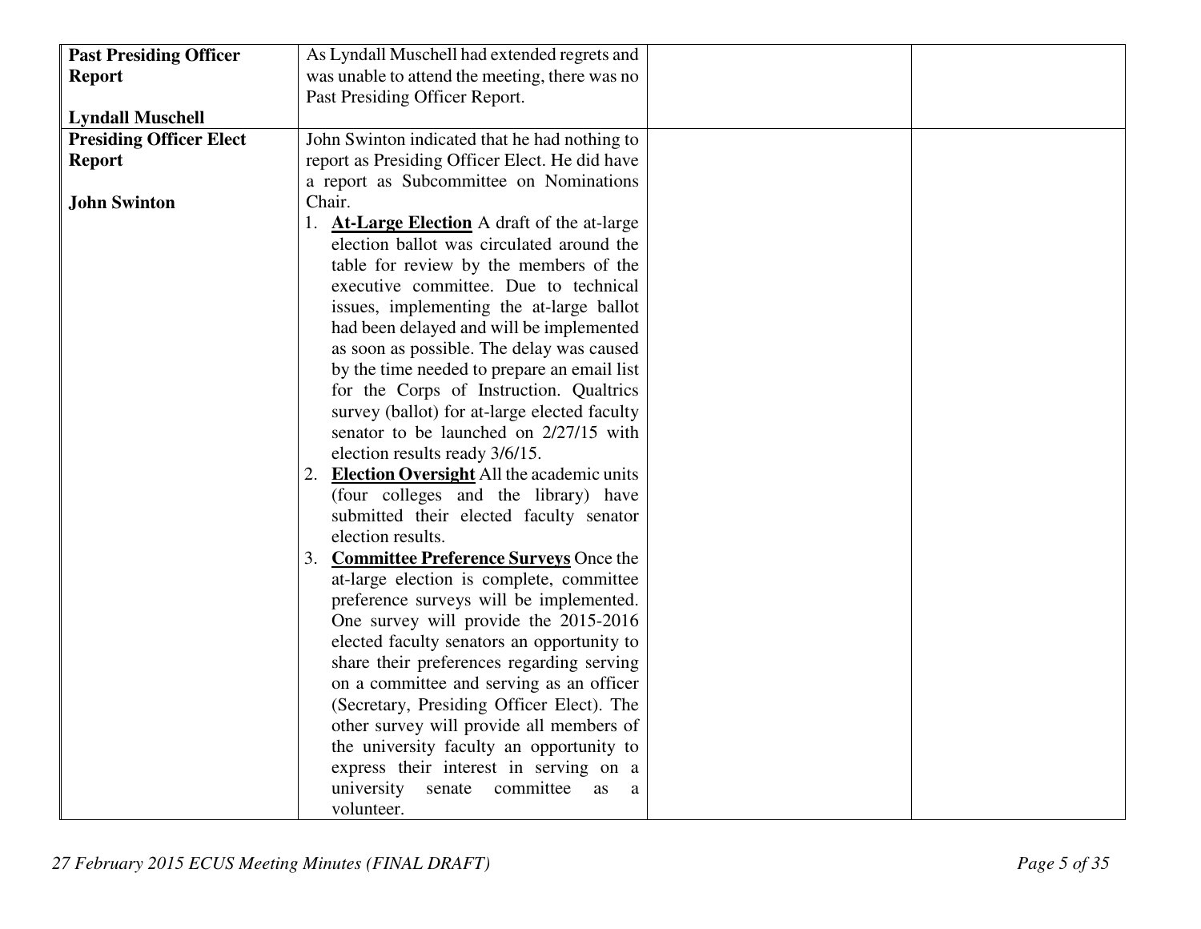| | | | |
|---|---|---|---|
| **Past Presiding Officer Report**<br><br>**Lyndall Muschell** | As Lyndall Muschell had extended regrets and was unable to attend the meeting, there was no Past Presiding Officer Report. | | |
| **Presiding Officer Elect Report**<br><br>**John Swinton** | John Swinton indicated that he had nothing to report as Presiding Officer Elect. He did have a report as Subcommittee on Nominations Chair.<br>1. **At-Large Election** A draft of the at-large election ballot was circulated around the table for review by the members of the executive committee. Due to technical issues, implementing the at-large ballot had been delayed and will be implemented as soon as possible. The delay was caused by the time needed to prepare an email list for the Corps of Instruction. Qualtrics survey (ballot) for at-large elected faculty senator to be launched on 2/27/15 with election results ready 3/6/15.<br>2. **Election Oversight** All the academic units (four colleges and the library) have submitted their elected faculty senator election results.<br>3. **Committee Preference Surveys** Once the at-large election is complete, committee preference surveys will be implemented. One survey will provide the 2015-2016 elected faculty senators an opportunity to share their preferences regarding serving on a committee and serving as an officer (Secretary, Presiding Officer Elect). The other survey will provide all members of the university faculty an opportunity to express their interest in serving on a university senate committee as a volunteer. | | |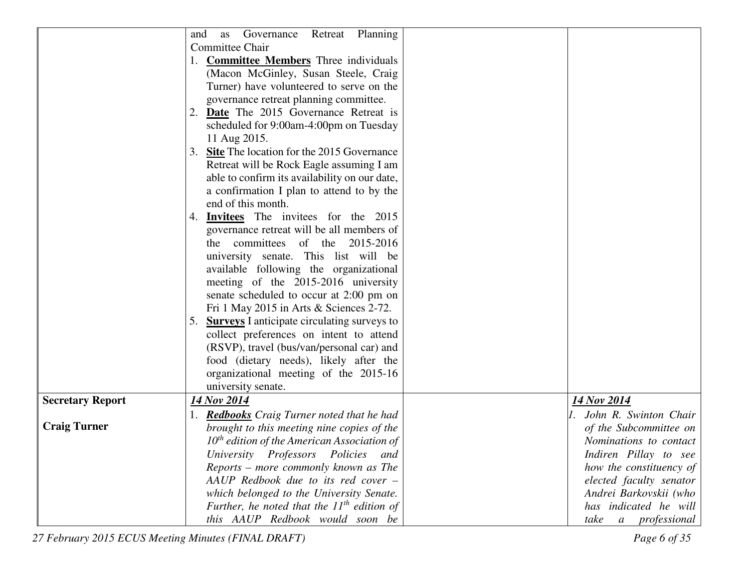| | | | |
|---|---|---|---|
| | and as Governance Retreat Planning Committee Chair<br>1. **<u>Committee Members</u>** Three individuals (Macon McGinley, Susan Steele, Craig Turner) have volunteered to serve on the governance retreat planning committee.<br>2. **<u>Date</u>** The 2015 Governance Retreat is scheduled for 9:00am-4:00pm on Tuesday 11 Aug 2015.<br>3. **<u>Site</u>** The location for the 2015 Governance Retreat will be Rock Eagle assuming I am able to confirm its availability on our date, a confirmation I plan to attend to by the end of this month.<br>4. **<u>Invitees</u>** The invitees for the 2015 governance retreat will be all members of the committees of the 2015-2016 university senate. This list will be available following the organizational meeting of the 2015-2016 university senate scheduled to occur at 2:00 pm on Fri 1 May 2015 in Arts & Sciences 2-72.<br>5. **<u>Surveys</u>** I anticipate circulating surveys to collect preferences on intent to attend (RSVP), travel (bus/van/personal car) and food (dietary needs), likely after the organizational meeting of the 2015-16 university senate. | | |
| **Secretary Report**<br><br>**Craig Turner** | ***<u>14 Nov 2014</u>***<br>1. ***<u>Redbooks</u>*** *Craig Turner noted that he had brought to this meeting nine copies of the 10th edition of the American Association of University Professors Policies and Reports – more commonly known as The AAUP Redbook due to its red cover – which belonged to the University Senate. Further, he noted that the 11th edition of this AAUP Redbook would soon be* | | ***<u>14 Nov 2014</u>***<br>*1. John R. Swinton Chair of the Subcommittee on Nominations to contact Indiren Pillay to see how the constituency of elected faculty senator Andrei Barkovskii (who has indicated he will take a professional* |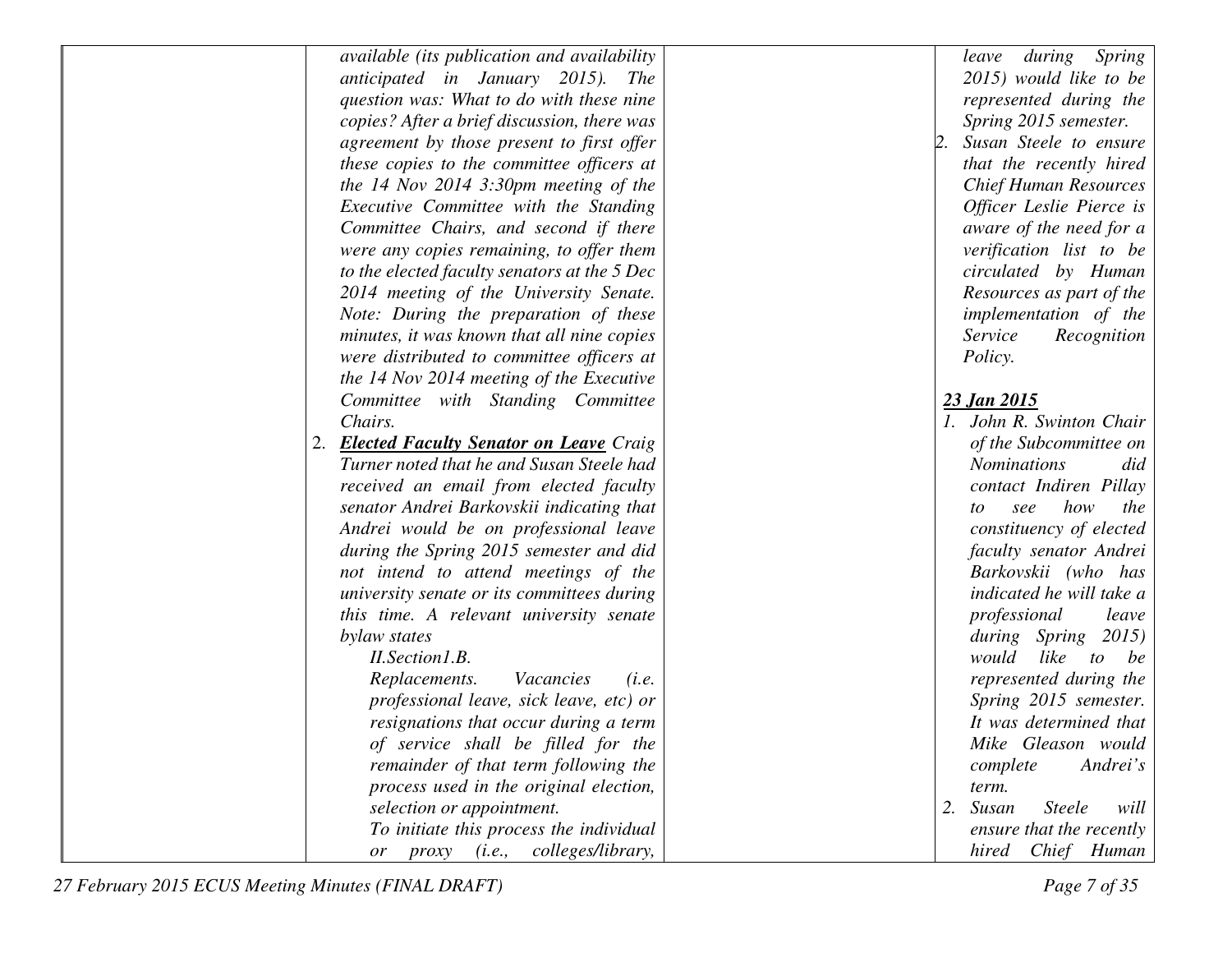| | | | |
|---|---|---|---|
| | *available (its publication and availability anticipated in January 2015). The question was: What to do with these nine copies? After a brief discussion, there was agreement by those present to first offer these copies to the committee officers at the 14 Nov 2014 3:30pm meeting of the Executive Committee with the Standing Committee Chairs, and second if there were any copies remaining, to offer them to the elected faculty senators at the 5 Dec 2014 meeting of the University Senate. Note: During the preparation of these minutes, it was known that all nine copies were distributed to committee officers at the 14 Nov 2014 meeting of the Executive Committee with Standing Committee Chairs.*<br>2. ***Elected Faculty Senator on Leave*** *Craig Turner noted that he and Susan Steele had received an email from elected faculty senator Andrei Barkovskii indicating that Andrei would be on professional leave during the Spring 2015 semester and did not intend to attend meetings of the university senate or its committees during this time. A relevant university senate bylaw states*<br>*II.Section1.B.*<br>*Replacements. Vacancies (i.e. professional leave, sick leave, etc) or resignations that occur during a term of service shall be filled for the remainder of that term following the process used in the original election, selection or appointment.*<br>*To initiate this process the individual or proxy (i.e., colleges/library,* | | *leave during Spring 2015) would like to be represented during the Spring 2015 semester.*<br>2. *Susan Steele to ensure that the recently hired Chief Human Resources Officer Leslie Pierce is aware of the need for a verification list to be circulated by Human Resources as part of the implementation of the Service Recognition Policy.*<br><br>***23 Jan 2015***<br>1. *John R. Swinton Chair of the Subcommittee on Nominations did contact Indiren Pillay to see how the constituency of elected faculty senator Andrei Barkovskii (who has indicated he will take a professional leave during Spring 2015) would like to be represented during the Spring 2015 semester. It was determined that Mike Gleason would complete Andrei's term.*<br>2. *Susan Steele will ensure that the recently hired Chief Human* |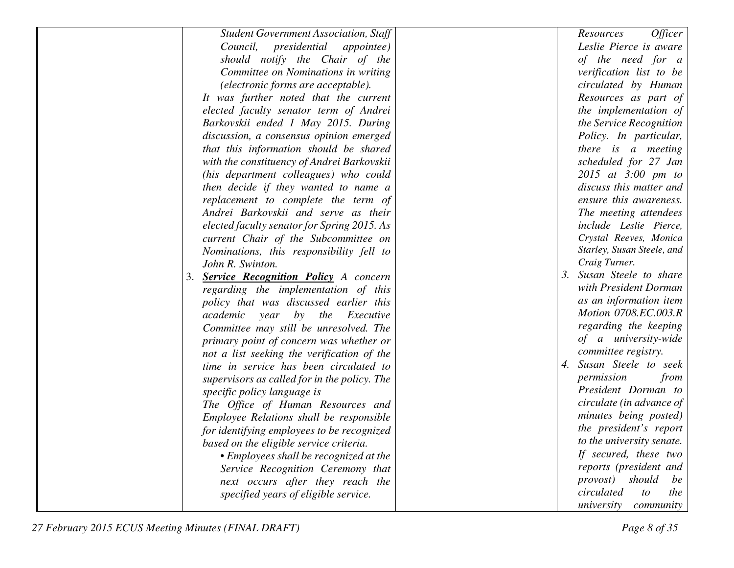| | | | |
|---|---|---|---|
| | *Student Government Association, Staff Council, presidential appointee) should notify the Chair of the Committee on Nominations in writing (electronic forms are acceptable).*<br>*It was further noted that the current elected faculty senator term of Andrei Barkovskii ended 1 May 2015. During discussion, a consensus opinion emerged that this information should be shared with the constituency of Andrei Barkovskii (his department colleagues) who could then decide if they wanted to name a replacement to complete the term of Andrei Barkovskii and serve as their elected faculty senator for Spring 2015. As current Chair of the Subcommittee on Nominations, this responsibility fell to John R. Swinton.*<br>3. ***Service Recognition Policy*** *A concern regarding the implementation of this policy that was discussed earlier this academic year by the Executive Committee may still be unresolved. The primary point of concern was whether or not a list seeking the verification of the time in service has been circulated to supervisors as called for in the policy. The specific policy language is*<br>*The Office of Human Resources and Employee Relations shall be responsible for identifying employees to be recognized based on the eligible service criteria.*<br>*• Employees shall be recognized at the Service Recognition Ceremony that next occurs after they reach the specified years of eligible service.* | | *Resources Officer Leslie Pierce is aware of the need for a verification list to be circulated by Human Resources as part of the implementation of the Service Recognition Policy. In particular, there is a meeting scheduled for 27 Jan 2015 at 3:00 pm to discuss this matter and ensure this awareness. The meeting attendees include Leslie Pierce, Crystal Reeves, Monica Starley, Susan Steele, and Craig Turner.*<br>3. *Susan Steele to share with President Dorman as an information item Motion 0708.EC.003.R regarding the keeping of a university-wide committee registry.*<br>4. *Susan Steele to seek permission from President Dorman to circulate (in advance of minutes being posted) the president's report to the university senate. If secured, these two reports (president and provost) should be circulated to the university community* |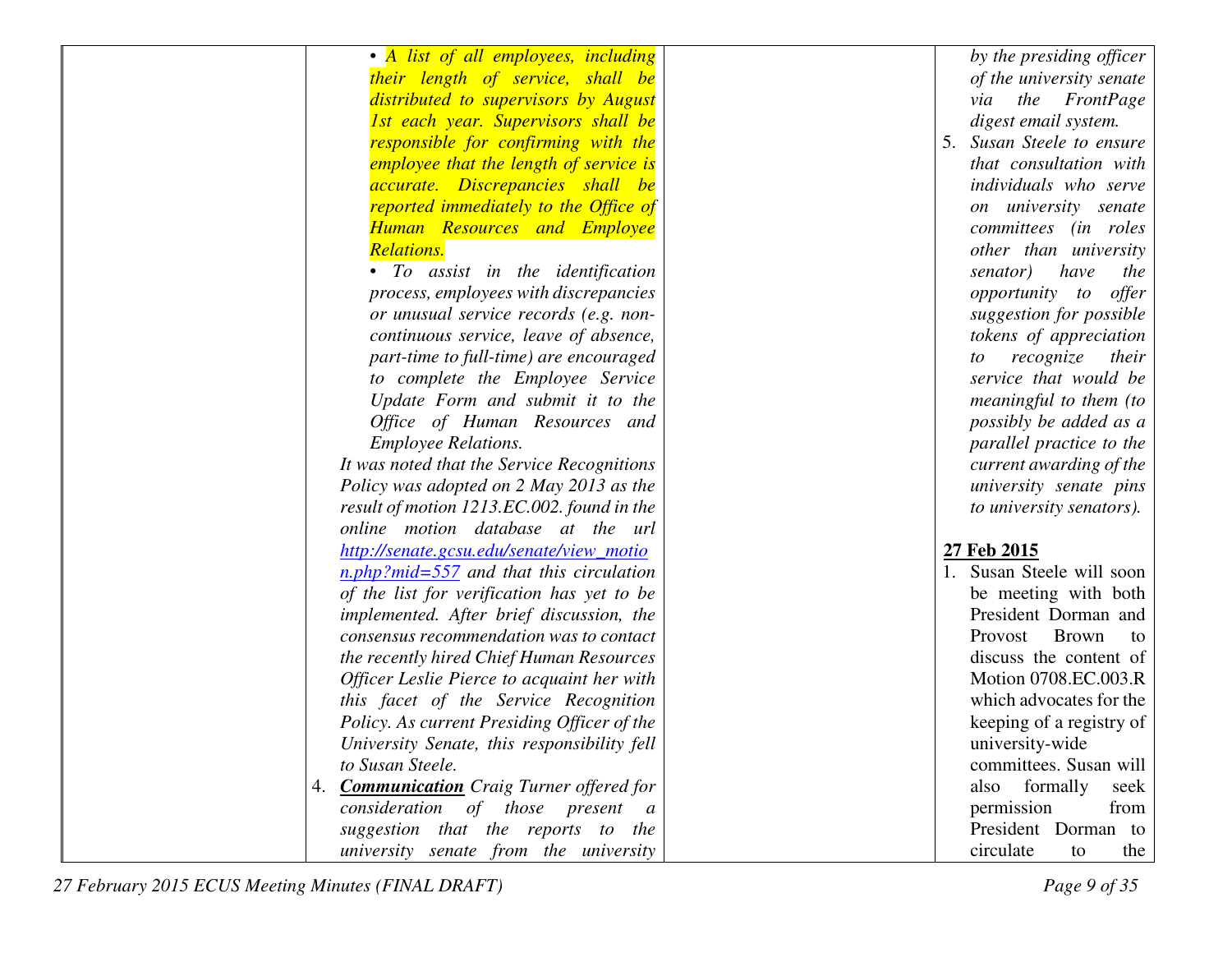| | | | |
|---|---|---|---|
| | • *A list of all employees, including their length of service, shall be distributed to supervisors by August 1st each year. Supervisors shall be responsible for confirming with the employee that the length of service is accurate. Discrepancies shall be reported immediately to the Office of Human Resources and Employee Relations.*<br>• *To assist in the identification process, employees with discrepancies or unusual service records (e.g. non-continuous service, leave of absence, part-time to full-time) are encouraged to complete the Employee Service Update Form and submit it to the Office of Human Resources and Employee Relations.*<br>*It was noted that the Service Recognitions Policy was adopted on 2 May 2013 as the result of motion 1213.EC.002. found in the online motion database at the url [http://senate.gcsu.edu/senate/view_motion.php?mid=557](http://senate.gcsu.edu/senate/view_motion.php?mid=557) and that this circulation of the list for verification has yet to be implemented. After brief discussion, the consensus recommendation was to contact the recently hired Chief Human Resources Officer Leslie Pierce to acquaint her with this facet of the Service Recognition Policy. As current Presiding Officer of the University Senate, this responsibility fell to Susan Steele.*<br>4. ***Communication*** *Craig Turner offered for consideration of those present a suggestion that the reports to the university senate from the university* | | *by the presiding officer of the university senate via the FrontPage digest email system.*<br>5. *Susan Steele to ensure that consultation with individuals who serve on university senate committees (in roles other than university senator) have the opportunity to offer suggestion for possible tokens of appreciation to recognize their service that would be meaningful to them (to possibly be added as a parallel practice to the current awarding of the university senate pins to university senators).*<br><br>**27 Feb 2015**<br>1. Susan Steele will soon be meeting with both President Dorman and Provost Brown to discuss the content of Motion 0708.EC.003.R which advocates for the keeping of a registry of university-wide committees. Susan will also formally seek permission from President Dorman to circulate to the |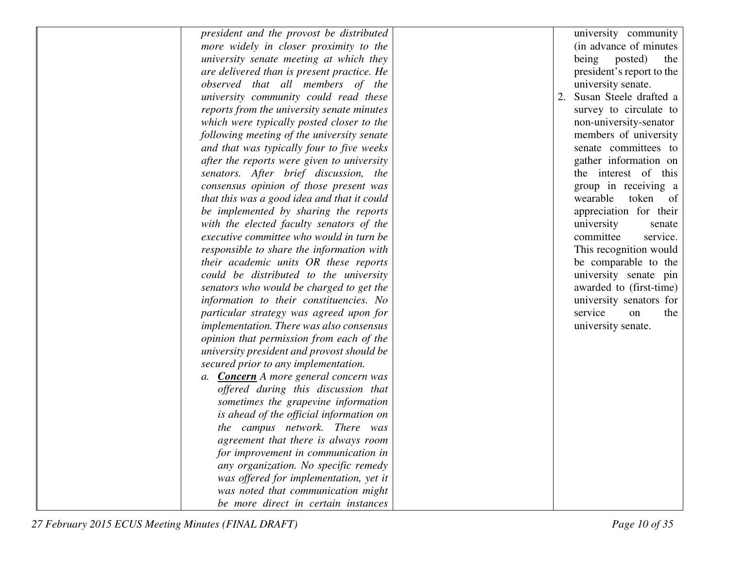| | | | |
|---|---|---|---|
| | *president and the provost be distributed more widely in closer proximity to the university senate meeting at which they are delivered than is present practice. He observed that all members of the university community could read these reports from the university senate minutes which were typically posted closer to the following meeting of the university senate and that was typically four to five weeks after the reports were given to university senators. After brief discussion, the consensus opinion of those present was that this was a good idea and that it could be implemented by sharing the reports with the elected faculty senators of the executive committee who would in turn be responsible to share the information with their academic units OR these reports could be distributed to the university senators who would be charged to get the information to their constituencies. No particular strategy was agreed upon for implementation. There was also consensus opinion that permission from each of the university president and provost should be secured prior to any implementation.*<br>a. ***Concern*** *A more general concern was offered during this discussion that sometimes the grapevine information is ahead of the official information on the campus network. There was agreement that there is always room for improvement in communication in any organization. No specific remedy was offered for implementation, yet it was noted that communication might be more direct in certain instances* | | university community (in advance of minutes being posted) the president's report to the university senate.<br>2. Susan Steele drafted a survey to circulate to non-university-senator members of university senate committees to gather information on the interest of this group in receiving a wearable token of appreciation for their university senate committee service. This recognition would be comparable to the university senate pin awarded to (first-time) university senators for service on the university senate. |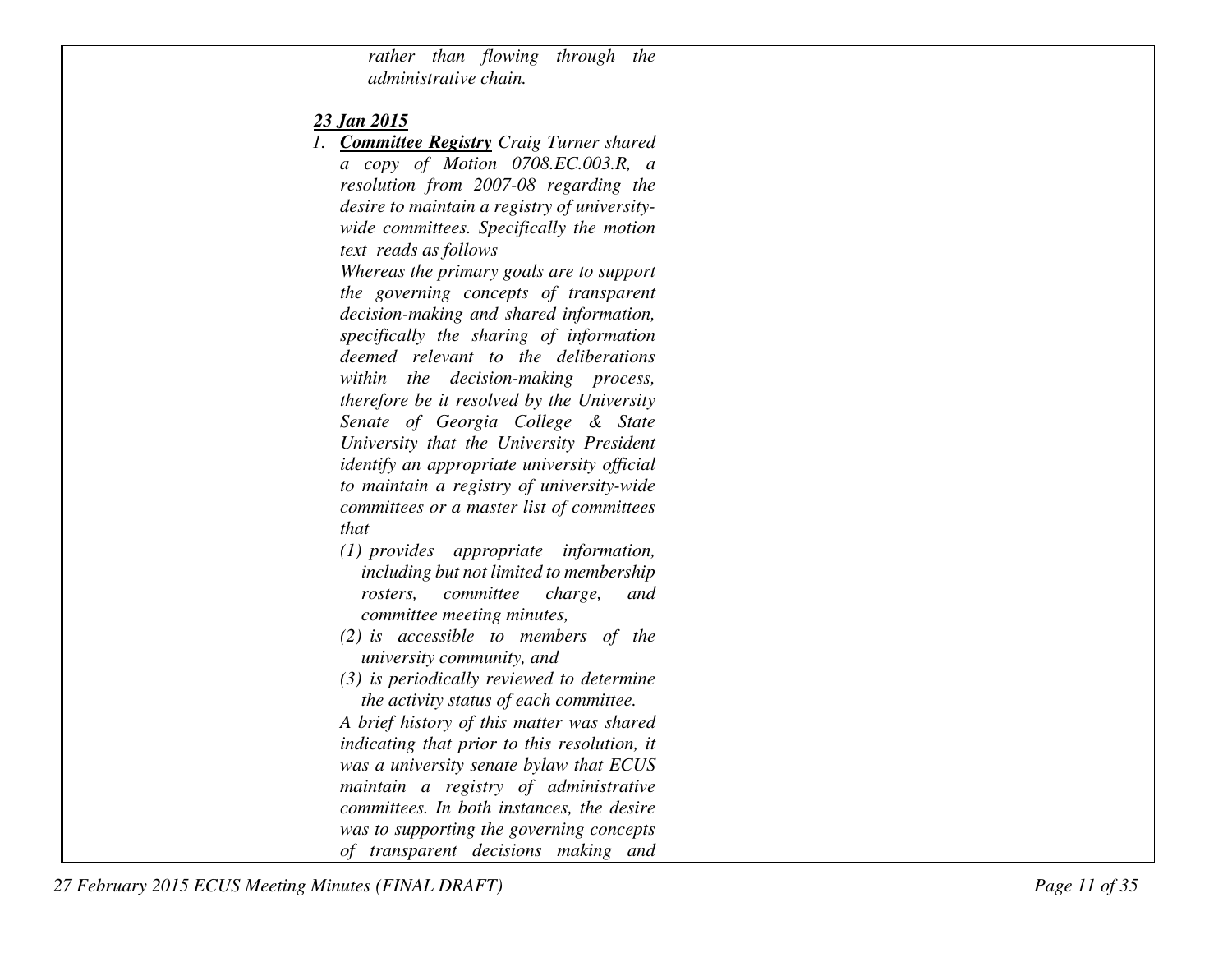| | *rather than flowing through the administrative chain.*<br><br>***23 Jan 2015***<br>1. ***Committee Registry*** *Craig Turner shared a copy of Motion 0708.EC.003.R, a resolution from 2007-08 regarding the desire to maintain a registry of university-wide committees. Specifically the motion text reads as follows*<br>*Whereas the primary goals are to support the governing concepts of transparent decision-making and shared information, specifically the sharing of information deemed relevant to the deliberations within the decision-making process, therefore be it resolved by the University Senate of Georgia College & State University that the University President identify an appropriate university official to maintain a registry of university-wide committees or a master list of committees that*<br>*(1) provides appropriate information, including but not limited to membership rosters, committee charge, and committee meeting minutes,*<br>*(2) is accessible to members of the university community, and*<br>*(3) is periodically reviewed to determine the activity status of each committee.*<br>*A brief history of this matter was shared indicating that prior to this resolution, it was a university senate bylaw that ECUS maintain a registry of administrative committees. In both instances, the desire was to supporting the governing concepts of transparent decisions making and* | | |
|---|---|---|---|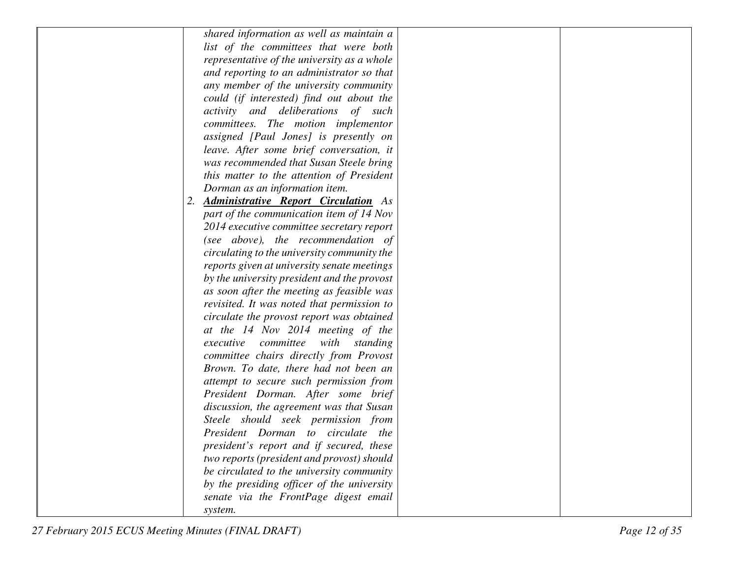| | | | |
|---|---|---|---|
| | *shared information as well as maintain a list of the committees that were both representative of the university as a whole and reporting to an administrator so that any member of the university community could (if interested) find out about the activity and deliberations of such committees. The motion implementor assigned [Paul Jones] is presently on leave. After some brief conversation, it was recommended that Susan Steele bring this matter to the attention of President Dorman as an information item.*<br>2. ***Administrative Report Circulation*** *As part of the communication item of 14 Nov 2014 executive committee secretary report (see above), the recommendation of circulating to the university community the reports given at university senate meetings by the university president and the provost as soon after the meeting as feasible was revisited. It was noted that permission to circulate the provost report was obtained at the 14 Nov 2014 meeting of the executive committee with standing committee chairs directly from Provost Brown. To date, there had not been an attempt to secure such permission from President Dorman. After some brief discussion, the agreement was that Susan Steele should seek permission from President Dorman to circulate the president's report and if secured, these two reports (president and provost) should be circulated to the university community by the presiding officer of the university senate via the FrontPage digest email system.* | | |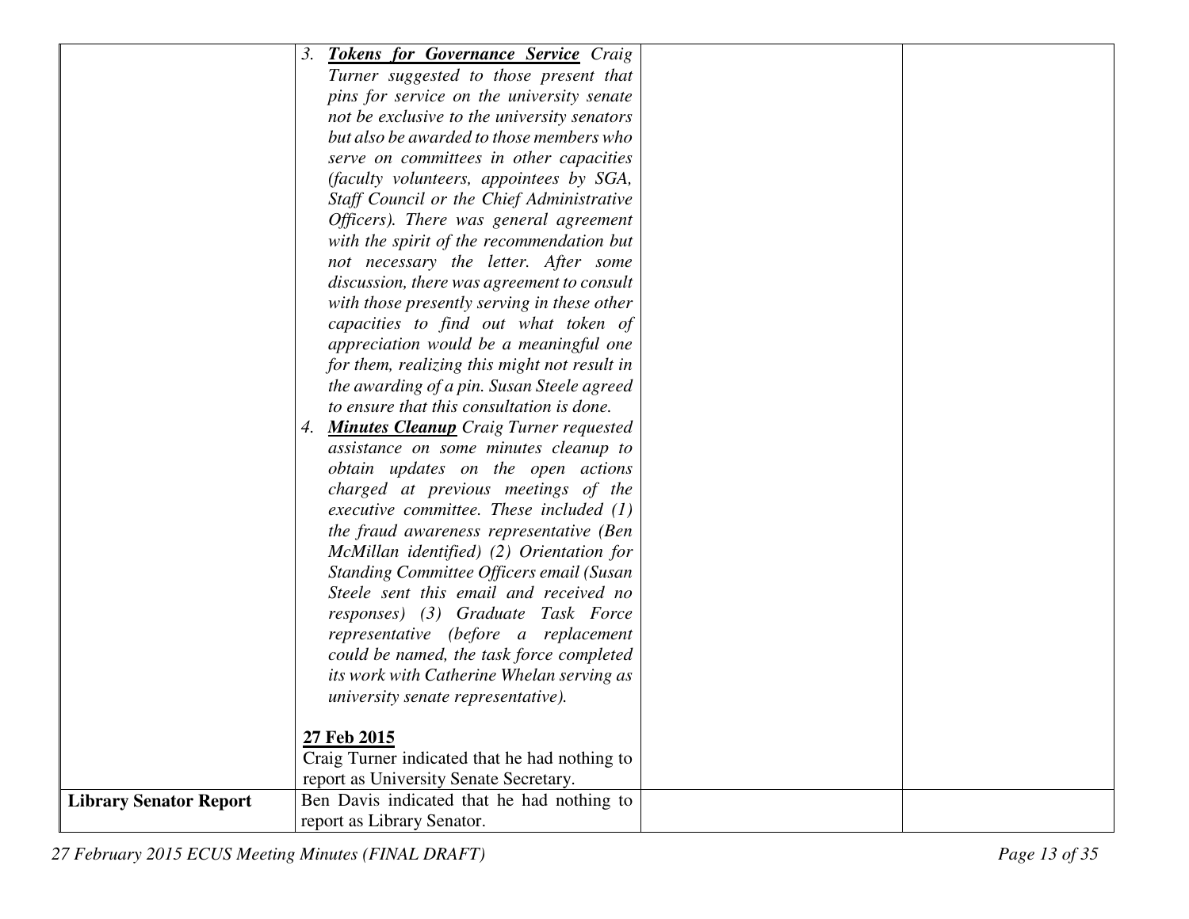| | | | |
|---|---|---|---|
| | 3. ***Tokens for Governance Service*** *Craig Turner suggested to those present that pins for service on the university senate not be exclusive to the university senators but also be awarded to those members who serve on committees in other capacities (faculty volunteers, appointees by SGA, Staff Council or the Chief Administrative Officers). There was general agreement with the spirit of the recommendation but not necessary the letter. After some discussion, there was agreement to consult with those presently serving in these other capacities to find out what token of appreciation would be a meaningful one for them, realizing this might not result in the awarding of a pin. Susan Steele agreed to ensure that this consultation is done.*<br>4. ***Minutes Cleanup*** *Craig Turner requested assistance on some minutes cleanup to obtain updates on the open actions charged at previous meetings of the executive committee. These included (1) the fraud awareness representative (Ben McMillan identified) (2) Orientation for Standing Committee Officers email (Susan Steele sent this email and received no responses) (3) Graduate Task Force representative (before a replacement could be named, the task force completed its work with Catherine Whelan serving as university senate representative).*<br><br>**27 Feb 2015**<br>Craig Turner indicated that he had nothing to report as University Senate Secretary. | | |
| **Library Senator Report** | Ben Davis indicated that he had nothing to report as Library Senator. | | |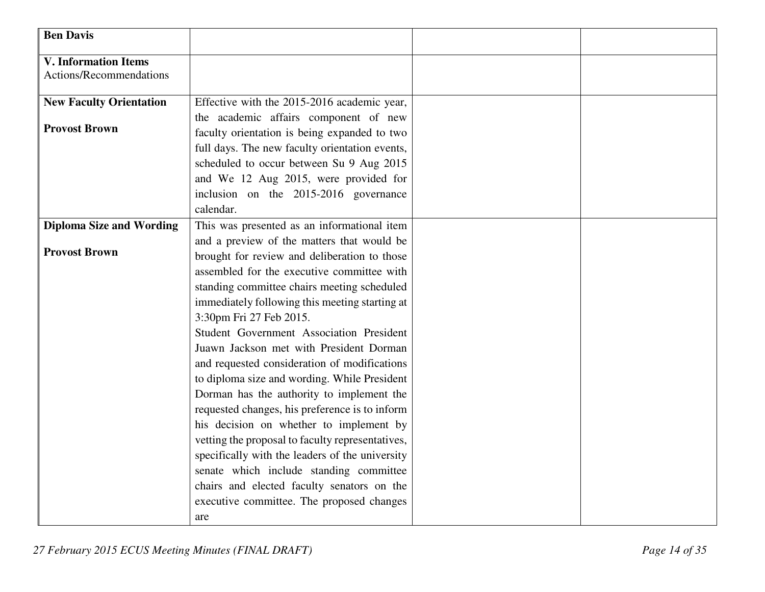| | | | |
|---|---|---|---|
| **Ben Davis** | | | |
| **V. Information Items**<br>Actions/Recommendations | | | |
| **New Faculty Orientation**<br><br>**Provost Brown** | Effective with the 2015-2016 academic year, the academic affairs component of new faculty orientation is being expanded to two full days. The new faculty orientation events, scheduled to occur between Su 9 Aug 2015 and We 12 Aug 2015, were provided for inclusion on the 2015-2016 governance calendar. | | |
| **Diploma Size and Wording**<br><br>**Provost Brown** | This was presented as an informational item and a preview of the matters that would be brought for review and deliberation to those assembled for the executive committee with standing committee chairs meeting scheduled immediately following this meeting starting at 3:30pm Fri 27 Feb 2015.<br>Student Government Association President Juawn Jackson met with President Dorman and requested consideration of modifications to diploma size and wording. While President Dorman has the authority to implement the requested changes, his preference is to inform his decision on whether to implement by vetting the proposal to faculty representatives, specifically with the leaders of the university senate which include standing committee chairs and elected faculty senators on the executive committee. The proposed changes are | | |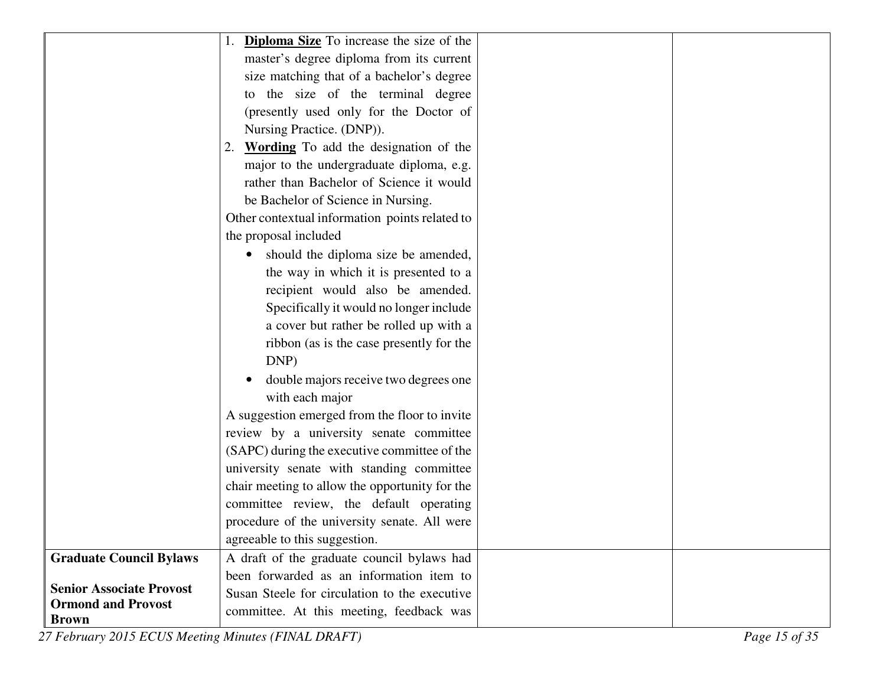| | | | |
|---|---|---|---|
| | 1. **Diploma Size** To increase the size of the master's degree diploma from its current size matching that of a bachelor's degree to the size of the terminal degree (presently used only for the Doctor of Nursing Practice. (DNP)).<br>2. **Wording** To add the designation of the major to the undergraduate diploma, e.g. rather than Bachelor of Science it would be Bachelor of Science in Nursing.<br>Other contextual information points related to the proposal included<br>• should the diploma size be amended, the way in which it is presented to a recipient would also be amended. Specifically it would no longer include a cover but rather be rolled up with a ribbon (as is the case presently for the DNP)<br>• double majors receive two degrees one with each major<br>A suggestion emerged from the floor to invite review by a university senate committee (SAPC) during the executive committee of the university senate with standing committee chair meeting to allow the opportunity for the committee review, the default operating procedure of the university senate. All were agreeable to this suggestion. | | |
| **Graduate Council Bylaws**<br><br>**Senior Associate Provost Ormond and Provost Brown** | A draft of the graduate council bylaws had been forwarded as an information item to Susan Steele for circulation to the executive committee. At this meeting, feedback was | | |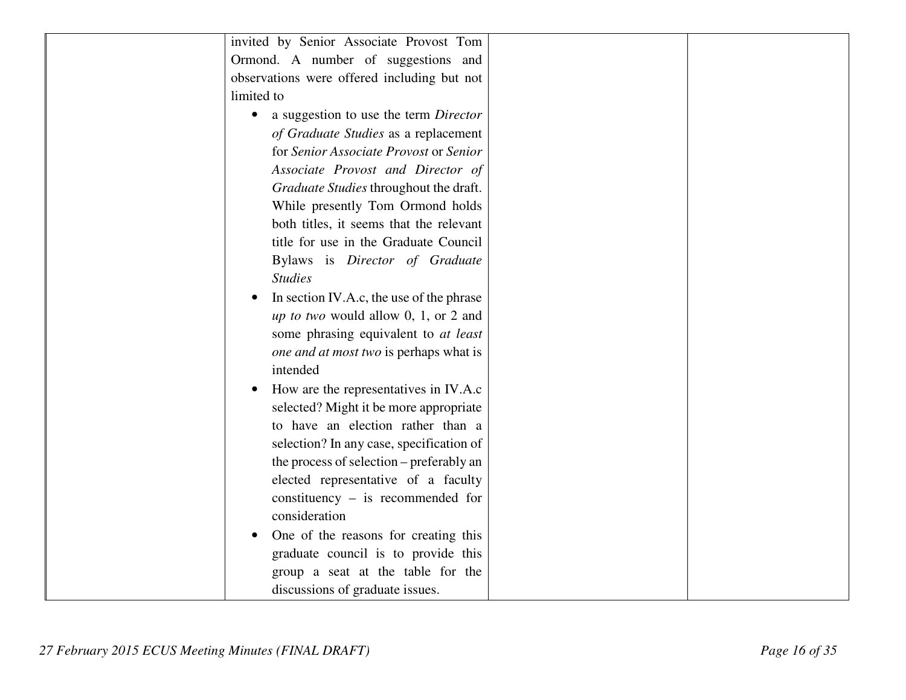| | | | |
|---|---|---|---|
| | invited by Senior Associate Provost Tom Ormond. A number of suggestions and observations were offered including but not limited to<br>• a suggestion to use the term *Director of Graduate Studies* as a replacement for *Senior Associate Provost* or *Senior Associate Provost and Director of Graduate Studies* throughout the draft. While presently Tom Ormond holds both titles, it seems that the relevant title for use in the Graduate Council Bylaws is *Director of Graduate Studies*<br>• In section IV.A.c, the use of the phrase *up to two* would allow 0, 1, or 2 and some phrasing equivalent to *at least one and at most two* is perhaps what is intended<br>• How are the representatives in IV.A.c selected? Might it be more appropriate to have an election rather than a selection? In any case, specification of the process of selection – preferably an elected representative of a faculty constituency – is recommended for consideration<br>• One of the reasons for creating this graduate council is to provide this group a seat at the table for the discussions of graduate issues. | | |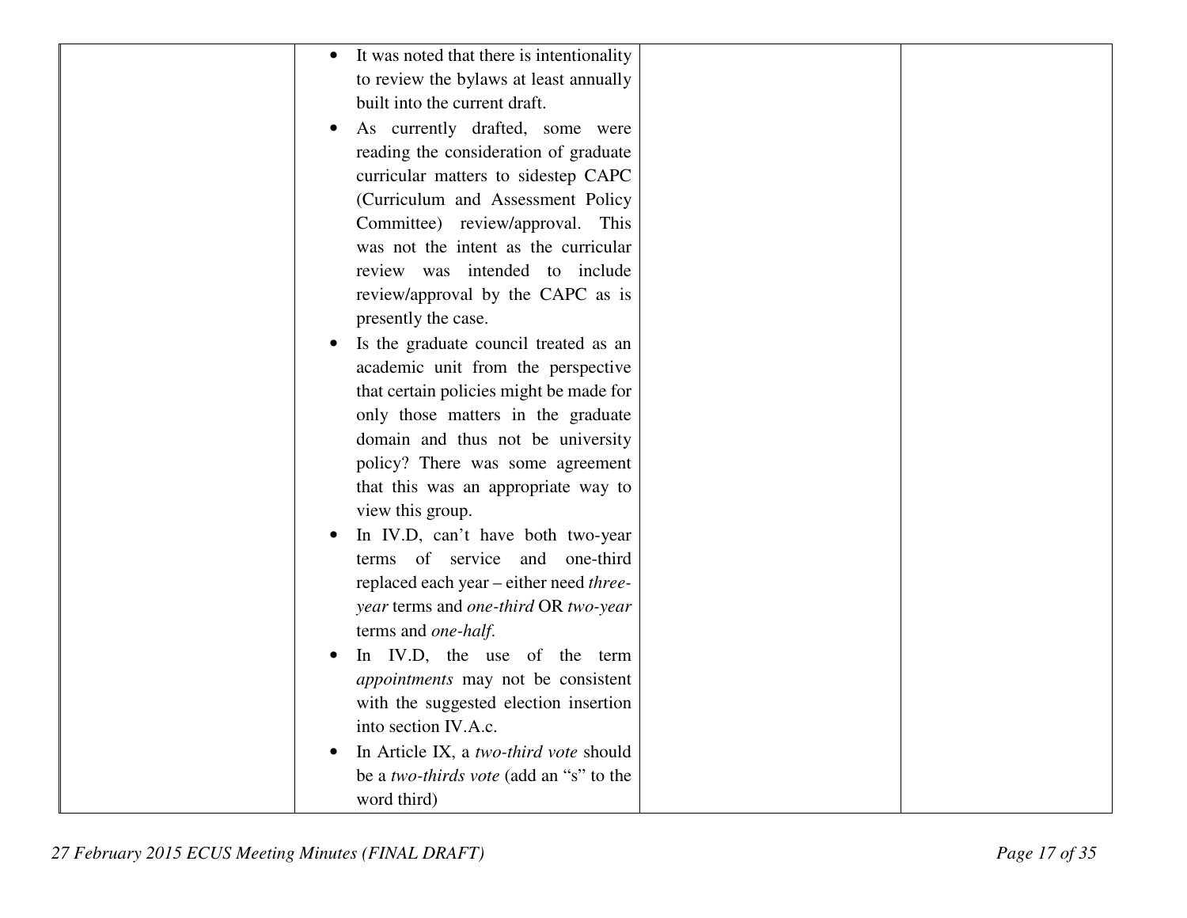| | | | |
|---|---|---|---|
| | • It was noted that there is intentionality to review the bylaws at least annually built into the current draft.<br>• As currently drafted, some were reading the consideration of graduate curricular matters to sidestep CAPC (Curriculum and Assessment Policy Committee) review/approval. This was not the intent as the curricular review was intended to include review/approval by the CAPC as is presently the case.<br>• Is the graduate council treated as an academic unit from the perspective that certain policies might be made for only those matters in the graduate domain and thus not be university policy? There was some agreement that this was an appropriate way to view this group.<br>• In IV.D, can't have both two-year terms of service and one-third replaced each year – either need *three-year* terms and *one-third* OR *two-year* terms and *one-half*.<br>• In IV.D, the use of the term *appointments* may not be consistent with the suggested election insertion into section IV.A.c.<br>• In Article IX, a *two-third vote* should be a *two-thirds vote* (add an "s" to the word third) | | |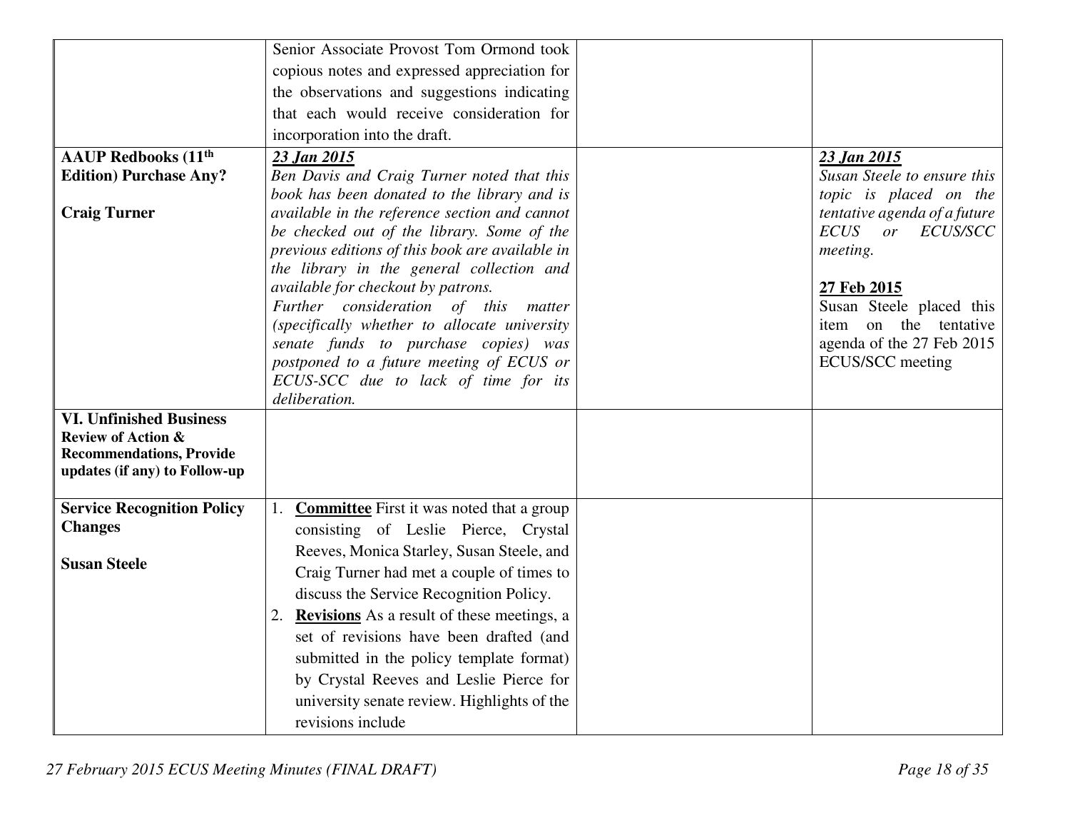| | | | |
|---|---|---|---|
| | Senior Associate Provost Tom Ormond took copious notes and expressed appreciation for the observations and suggestions indicating that each would receive consideration for incorporation into the draft. | | |
| **AAUP Redbooks (11th Edition) Purchase Any?**<br><br>**Craig Turner** | ***23 Jan 2015***<br>*Ben Davis and Craig Turner noted that this book has been donated to the library and is available in the reference section and cannot be checked out of the library. Some of the previous editions of this book are available in the library in the general collection and available for checkout by patrons.*<br>*Further consideration of this matter (specifically whether to allocate university senate funds to purchase copies) was postponed to a future meeting of ECUS or ECUS-SCC due to lack of time for its deliberation.* | | ***23 Jan 2015***<br>*Susan Steele to ensure this topic is placed on the tentative agenda of a future ECUS or ECUS/SCC meeting.*<br><br>**27 Feb 2015**<br>Susan Steele placed this item on the tentative agenda of the 27 Feb 2015 ECUS/SCC meeting |
| **VI. Unfinished Business**<br>**Review of Action & Recommendations, Provide updates (if any) to Follow-up** | | | |
| **Service Recognition Policy Changes**<br><br>**Susan Steele** | 1. **Committee** First it was noted that a group consisting of Leslie Pierce, Crystal Reeves, Monica Starley, Susan Steele, and Craig Turner had met a couple of times to discuss the Service Recognition Policy.<br>2. **Revisions** As a result of these meetings, a set of revisions have been drafted (and submitted in the policy template format) by Crystal Reeves and Leslie Pierce for university senate review. Highlights of the revisions include | | |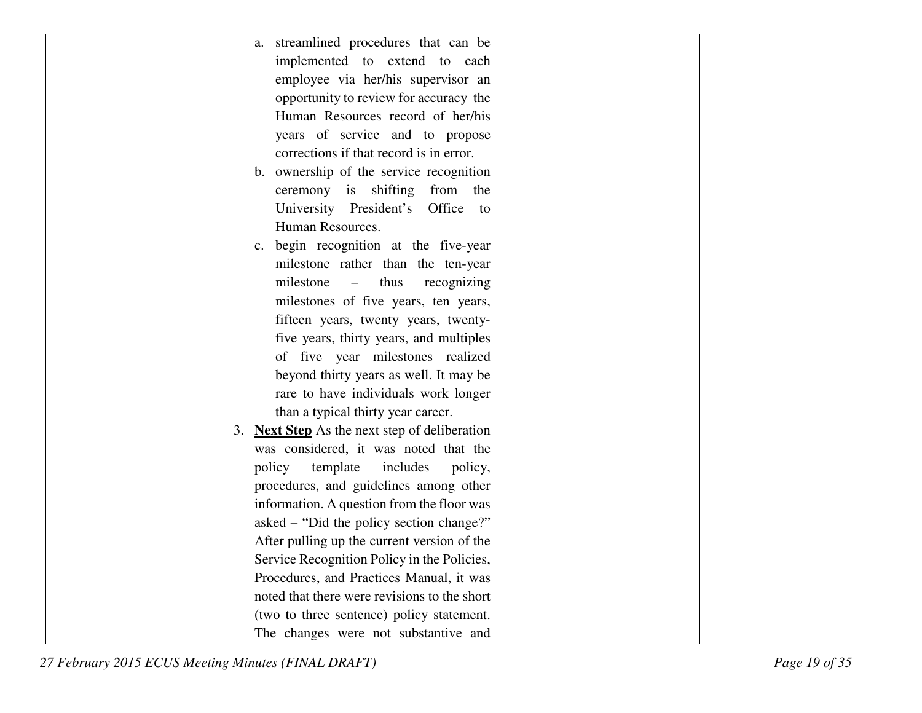| | | | |
|---|---|---|---|
| | a. streamlined procedures that can be implemented to extend to each employee via her/his supervisor an opportunity to review for accuracy the Human Resources record of her/his years of service and to propose corrections if that record is in error.<br>b. ownership of the service recognition ceremony is shifting from the University President's Office to Human Resources.<br>c. begin recognition at the five-year milestone rather than the ten-year milestone – thus recognizing milestones of five years, ten years, fifteen years, twenty years, twenty-five years, thirty years, and multiples of five year milestones realized beyond thirty years as well. It may be rare to have individuals work longer than a typical thirty year career.<br>3. **Next Step** As the next step of deliberation was considered, it was noted that the policy template includes policy, procedures, and guidelines among other information. A question from the floor was asked – "Did the policy section change?" After pulling up the current version of the Service Recognition Policy in the Policies, Procedures, and Practices Manual, it was noted that there were revisions to the short (two to three sentence) policy statement. The changes were not substantive and | | |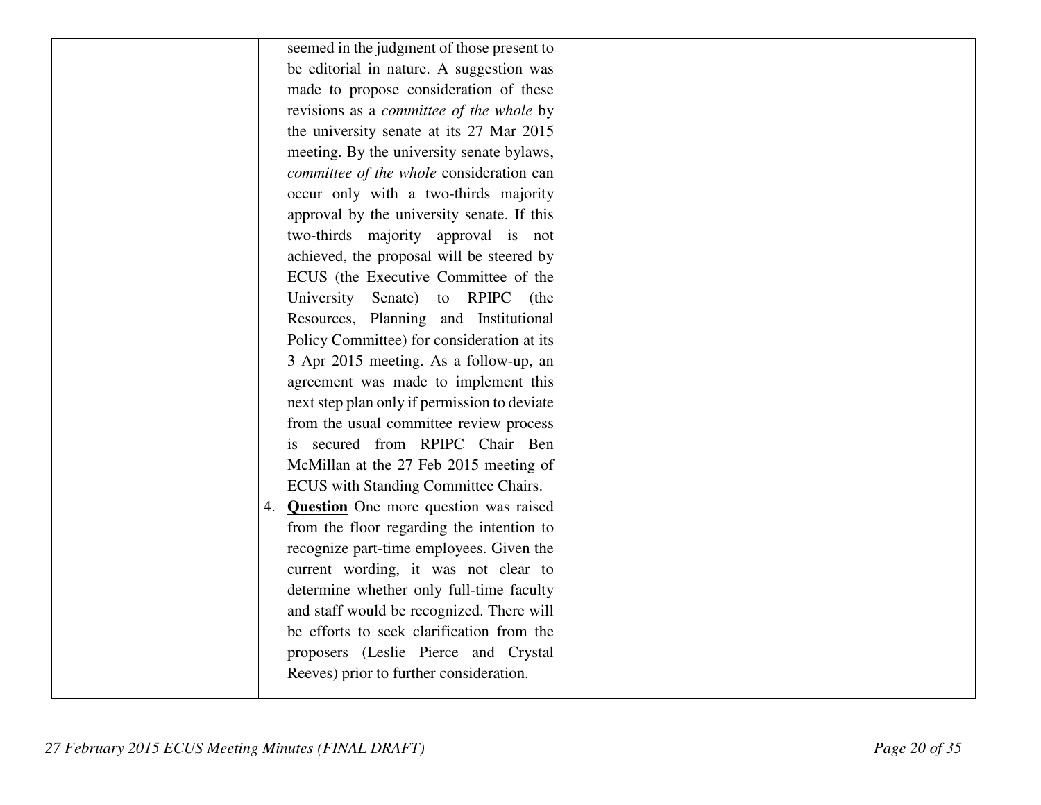| | | | |
|---|---|---|---|
| | seemed in the judgment of those present to be editorial in nature. A suggestion was made to propose consideration of these revisions as a *committee of the whole* by the university senate at its 27 Mar 2015 meeting. By the university senate bylaws, *committee of the whole* consideration can occur only with a two-thirds majority approval by the university senate. If this two-thirds majority approval is not achieved, the proposal will be steered by ECUS (the Executive Committee of the University Senate) to RPIPC (the Resources, Planning and Institutional Policy Committee) for consideration at its 3 Apr 2015 meeting. As a follow-up, an agreement was made to implement this next step plan only if permission to deviate from the usual committee review process is secured from RPIPC Chair Ben McMillan at the 27 Feb 2015 meeting of ECUS with Standing Committee Chairs.<br>4. **<u>Question</u>** One more question was raised from the floor regarding the intention to recognize part-time employees. Given the current wording, it was not clear to determine whether only full-time faculty and staff would be recognized. There will be efforts to seek clarification from the proposers (Leslie Pierce and Crystal Reeves) prior to further consideration. | | |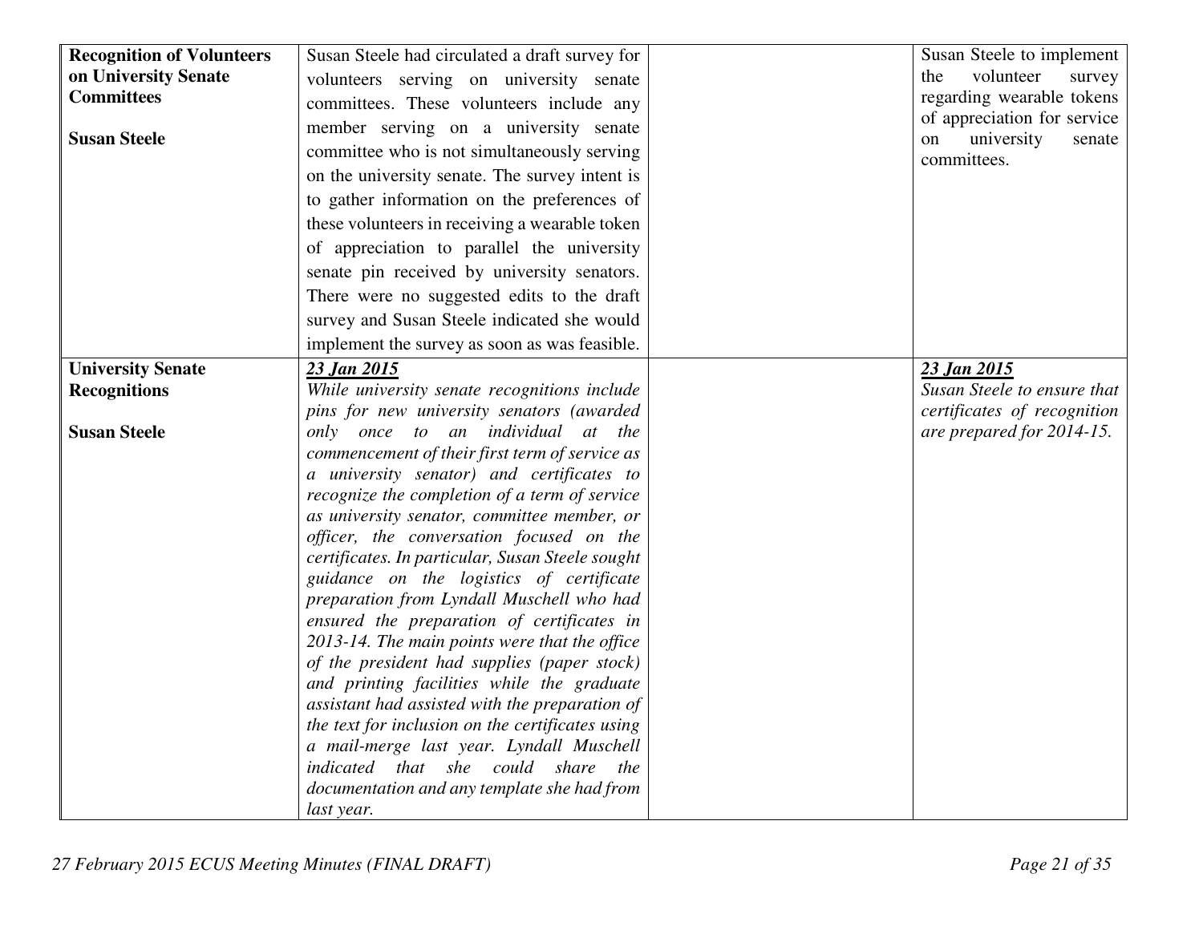| | | | |
|---|---|---|---|
| **Recognition of Volunteers on University Senate Committees**<br><br>**Susan Steele** | Susan Steele had circulated a draft survey for volunteers serving on university senate committees. These volunteers include any member serving on a university senate committee who is not simultaneously serving on the university senate. The survey intent is to gather information on the preferences of these volunteers in receiving a wearable token of appreciation to parallel the university senate pin received by university senators. There were no suggested edits to the draft survey and Susan Steele indicated she would implement the survey as soon as was feasible. | | Susan Steele to implement the volunteer survey regarding wearable tokens of appreciation for service on university senate committees. |
| **University Senate Recognitions**<br><br>**Susan Steele** | ***23 Jan 2015***<br>*While university senate recognitions include pins for new university senators (awarded only once to an individual at the commencement of their first term of service as a university senator) and certificates to recognize the completion of a term of service as university senator, committee member, or officer, the conversation focused on the certificates. In particular, Susan Steele sought guidance on the logistics of certificate preparation from Lyndall Muschell who had ensured the preparation of certificates in 2013-14. The main points were that the office of the president had supplies (paper stock) and printing facilities while the graduate assistant had assisted with the preparation of the text for inclusion on the certificates using a mail-merge last year. Lyndall Muschell indicated that she could share the documentation and any template she had from last year.* | | ***23 Jan 2015***<br>*Susan Steele to ensure that certificates of recognition are prepared for 2014-15.* |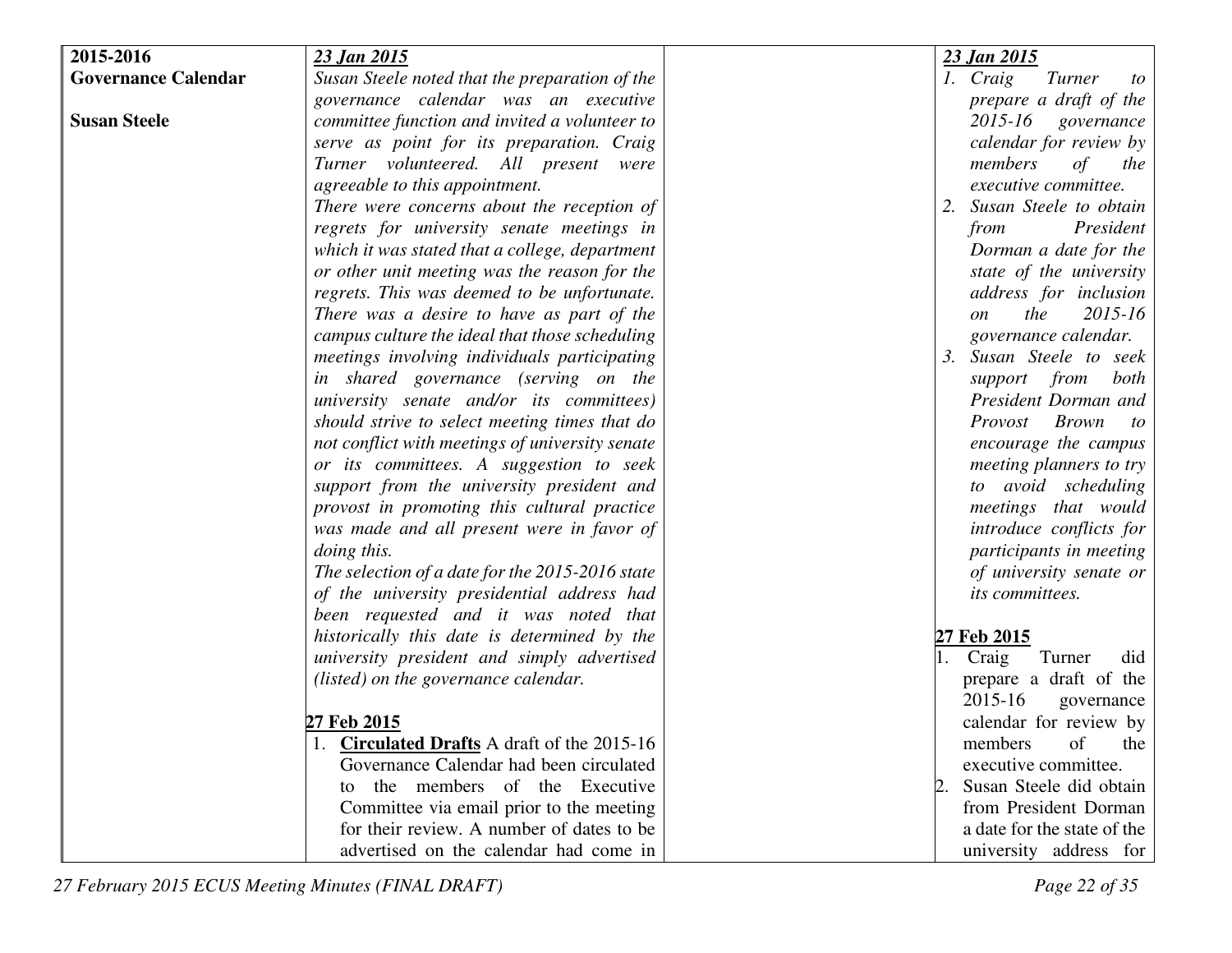| | | | |
|---|---|---|---|
| **2015-2016 Governance Calendar**<br><br>**Susan Steele** | ***23 Jan 2015***<br>*Susan Steele noted that the preparation of the governance calendar was an executive committee function and invited a volunteer to serve as point for its preparation. Craig Turner volunteered. All present were agreeable to this appointment.*<br>*There were concerns about the reception of regrets for university senate meetings in which it was stated that a college, department or other unit meeting was the reason for the regrets. This was deemed to be unfortunate. There was a desire to have as part of the campus culture the ideal that those scheduling meetings involving individuals participating in shared governance (serving on the university senate and/or its committees) should strive to select meeting times that do not conflict with meetings of university senate or its committees. A suggestion to seek support from the university president and provost in promoting this cultural practice was made and all present were in favor of doing this.*<br>*The selection of a date for the 2015-2016 state of the university presidential address had been requested and it was noted that historically this date is determined by the university president and simply advertised (listed) on the governance calendar.*<br><br>**27 Feb 2015**<br>1. **Circulated Drafts** A draft of the 2015-16 Governance Calendar had been circulated to the members of the Executive Committee via email prior to the meeting for their review. A number of dates to be advertised on the calendar had come in | | ***23 Jan 2015***<br>*1. Craig Turner to prepare a draft of the 2015-16 governance calendar for review by members of the executive committee.*<br>*2. Susan Steele to obtain from President Dorman a date for the state of the university address for inclusion on the 2015-16 governance calendar.*<br>*3. Susan Steele to seek support from both President Dorman and Provost Brown to encourage the campus meeting planners to try to avoid scheduling meetings that would introduce conflicts for participants in meeting of university senate or its committees.*<br><br>**27 Feb 2015**<br>1. Craig Turner did prepare a draft of the 2015-16 governance calendar for review by members of the executive committee.<br>2. Susan Steele did obtain from President Dorman a date for the state of the university address for |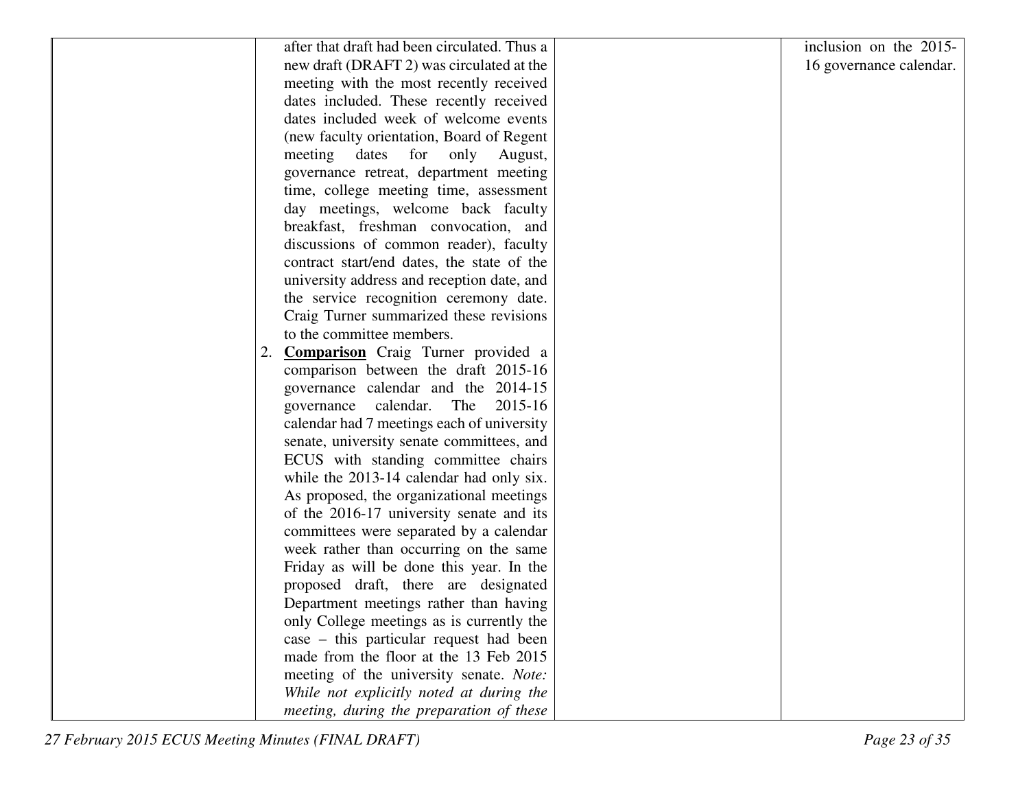|  | after that draft had been circulated. Thus a new draft (DRAFT 2) was circulated at the meeting with the most recently received dates included. These recently received dates included week of welcome events (new faculty orientation, Board of Regent meeting dates for only August, governance retreat, department meeting time, college meeting time, assessment day meetings, welcome back faculty breakfast, freshman convocation, and discussions of common reader), faculty contract start/end dates, the state of the university address and reception date, and the service recognition ceremony date. Craig Turner summarized these revisions to the committee members.<br>2. **<u>Comparison</u>** Craig Turner provided a comparison between the draft 2015-16 governance calendar and the 2014-15 governance calendar. The 2015-16 calendar had 7 meetings each of university senate, university senate committees, and ECUS with standing committee chairs while the 2013-14 calendar had only six. As proposed, the organizational meetings of the 2016-17 university senate and its committees were separated by a calendar week rather than occurring on the same Friday as will be done this year. In the proposed draft, there are designated Department meetings rather than having only College meetings as is currently the case – this particular request had been made from the floor at the 13 Feb 2015 meeting of the university senate. *Note: While not explicitly noted at during the meeting, during the preparation of these* |  | inclusion on the 2015-16 governance calendar. |
|---|---|---|---|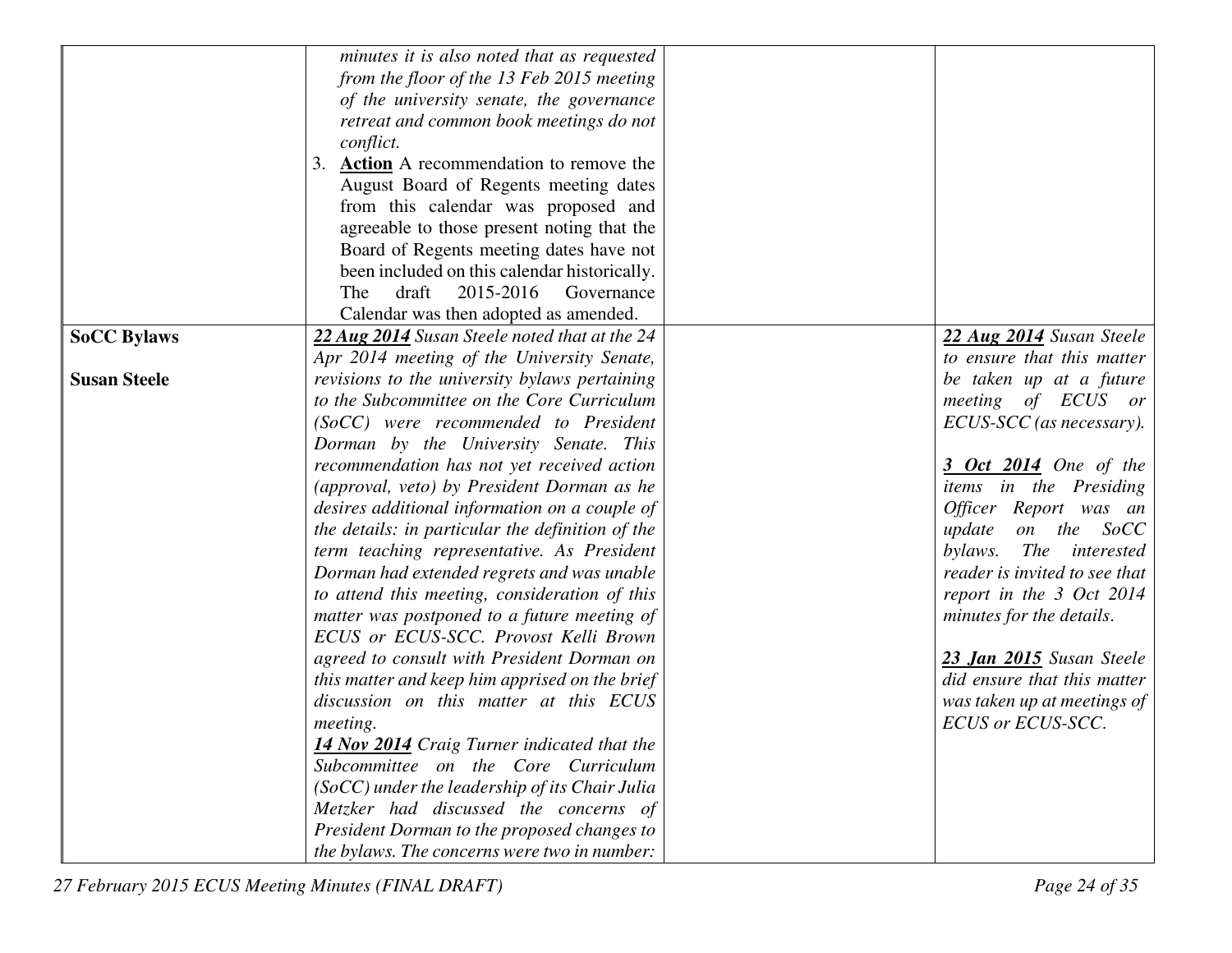| | | | |
|---|---|---|---|
| | *minutes it is also noted that as requested from the floor of the 13 Feb 2015 meeting of the university senate, the governance retreat and common book meetings do not conflict.*<br>3. **Action** A recommendation to remove the August Board of Regents meeting dates from this calendar was proposed and agreeable to those present noting that the Board of Regents meeting dates have not been included on this calendar historically. The draft 2015-2016 Governance Calendar was then adopted as amended. | | |
| **SoCC Bylaws**<br><br>**Susan Steele** | ***22 Aug 2014*** *Susan Steele noted that at the 24 Apr 2014 meeting of the University Senate, revisions to the university bylaws pertaining to the Subcommittee on the Core Curriculum (SoCC) were recommended to President Dorman by the University Senate. This recommendation has not yet received action (approval, veto) by President Dorman as he desires additional information on a couple of the details: in particular the definition of the term teaching representative. As President Dorman had extended regrets and was unable to attend this meeting, consideration of this matter was postponed to a future meeting of ECUS or ECUS-SCC. Provost Kelli Brown agreed to consult with President Dorman on this matter and keep him apprised on the brief discussion on this matter at this ECUS meeting.*<br>***14 Nov 2014*** *Craig Turner indicated that the Subcommittee on the Core Curriculum (SoCC) under the leadership of its Chair Julia Metzker had discussed the concerns of President Dorman to the proposed changes to the bylaws. The concerns were two in number:* | | ***22 Aug 2014*** *Susan Steele to ensure that this matter be taken up at a future meeting of ECUS or ECUS-SCC (as necessary).*<br><br>***3 Oct 2014*** *One of the items in the Presiding Officer Report was an update on the SoCC bylaws. The interested reader is invited to see that report in the 3 Oct 2014 minutes for the details.*<br><br>***23 Jan 2015*** *Susan Steele did ensure that this matter was taken up at meetings of ECUS or ECUS-SCC.* |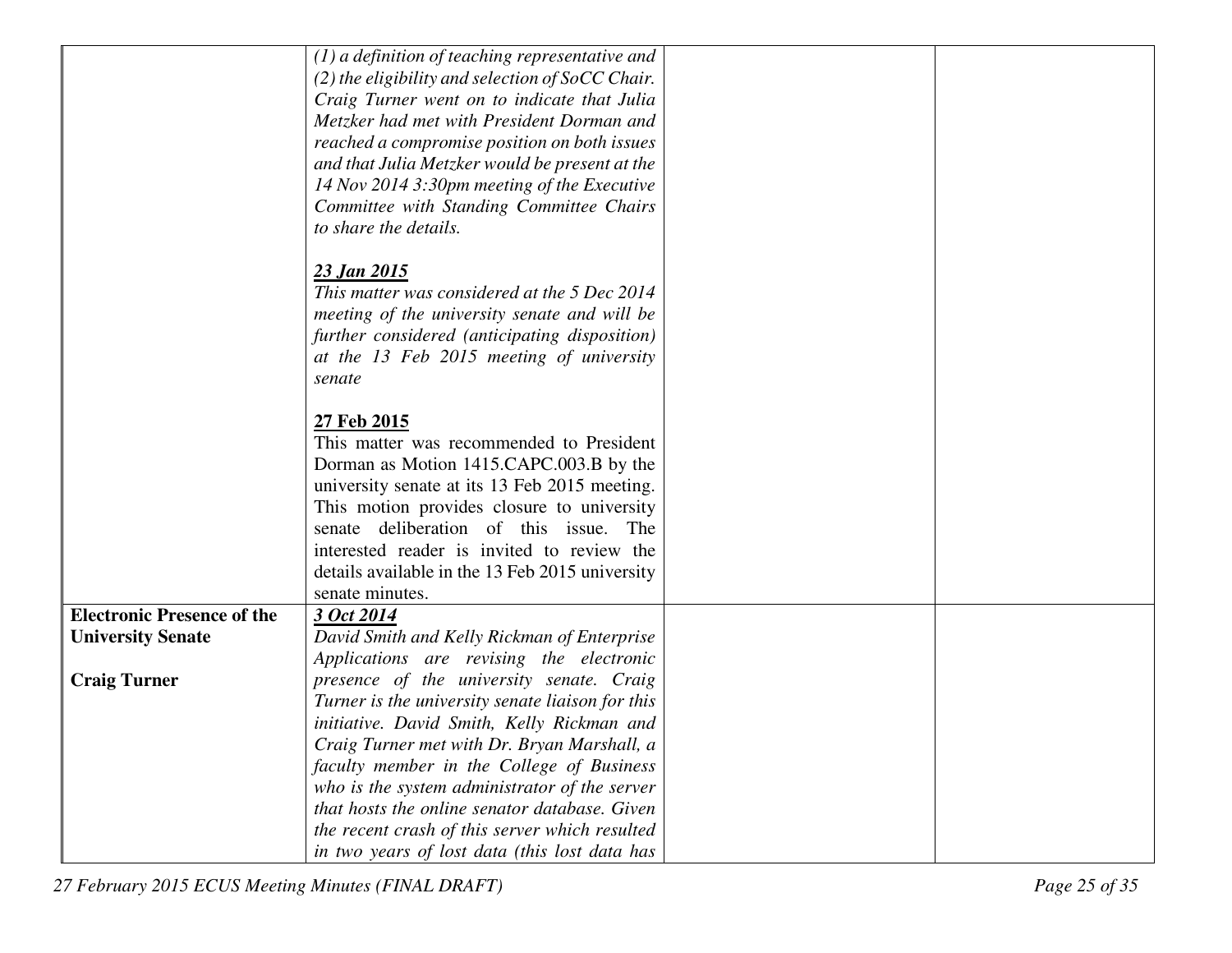| | | | |
|---|---|---|---|
| | *(1) a definition of teaching representative and (2) the eligibility and selection of SoCC Chair. Craig Turner went on to indicate that Julia Metzker had met with President Dorman and reached a compromise position on both issues and that Julia Metzker would be present at the 14 Nov 2014 3:30pm meeting of the Executive Committee with Standing Committee Chairs to share the details.*<br><br>***<u>23 Jan 2015</u>***<br>*This matter was considered at the 5 Dec 2014 meeting of the university senate and will be further considered (anticipating disposition) at the 13 Feb 2015 meeting of university senate*<br><br>**<u>27 Feb 2015</u>**<br>This matter was recommended to President Dorman as Motion 1415.CAPC.003.B by the university senate at its 13 Feb 2015 meeting. This motion provides closure to university senate deliberation of this issue. The interested reader is invited to review the details available in the 13 Feb 2015 university senate minutes. | | |
| **Electronic Presence of the University Senate**<br><br>**Craig Turner** | ***<u>3 Oct 2014</u>***<br>*David Smith and Kelly Rickman of Enterprise Applications are revising the electronic presence of the university senate. Craig Turner is the university senate liaison for this initiative. David Smith, Kelly Rickman and Craig Turner met with Dr. Bryan Marshall, a faculty member in the College of Business who is the system administrator of the server that hosts the online senator database. Given the recent crash of this server which resulted in two years of lost data (this lost data has* | | |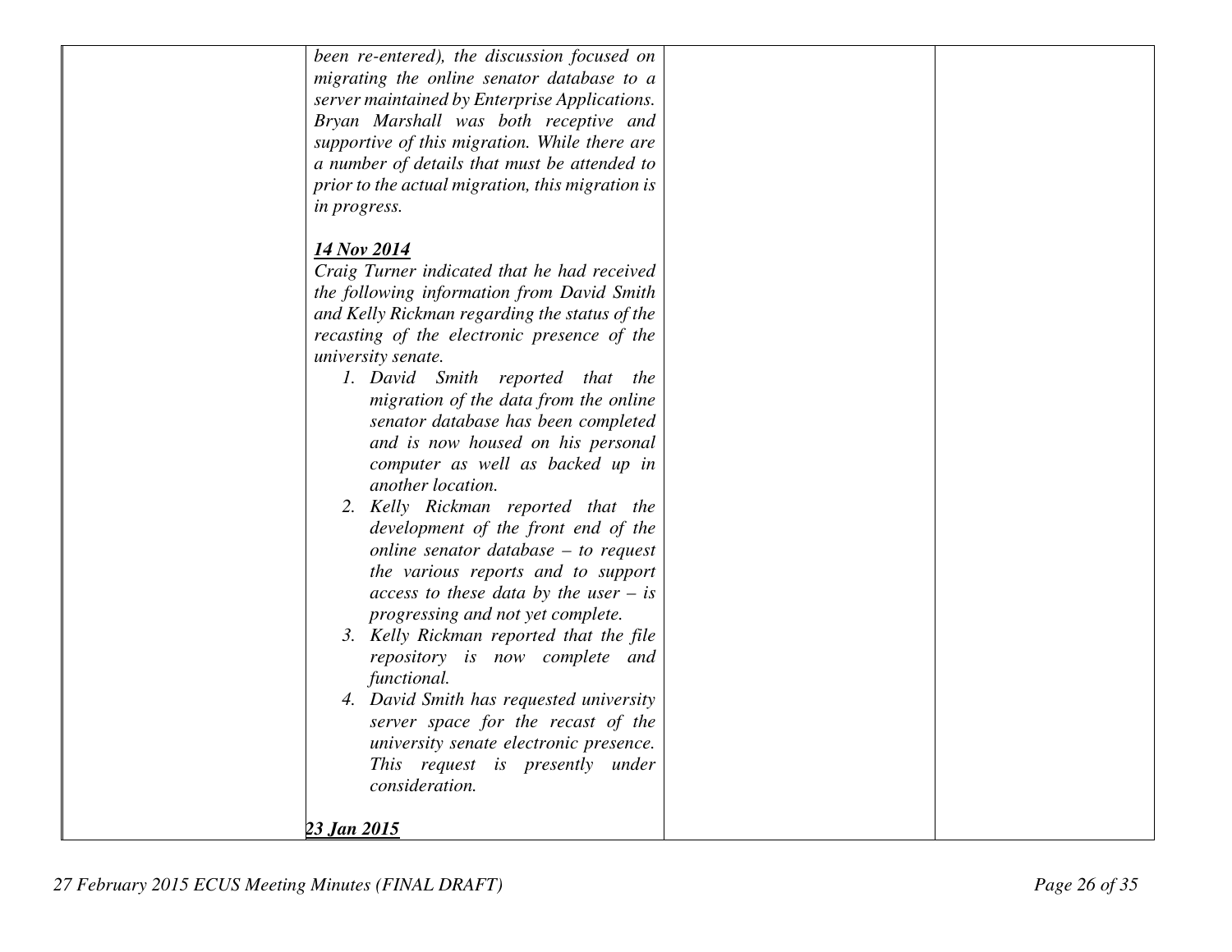| | | | |
|---|---|---|---|
| | *been re-entered), the discussion focused on migrating the online senator database to a server maintained by Enterprise Applications. Bryan Marshall was both receptive and supportive of this migration. While there are a number of details that must be attended to prior to the actual migration, this migration is in progress.*<br><br>***<u>14 Nov 2014</u>***<br>*Craig Turner indicated that he had received the following information from David Smith and Kelly Rickman regarding the status of the recasting of the electronic presence of the university senate.*<br>1. *David Smith reported that the migration of the data from the online senator database has been completed and is now housed on his personal computer as well as backed up in another location.*<br>2. *Kelly Rickman reported that the development of the front end of the online senator database – to request the various reports and to support access to these data by the user – is progressing and not yet complete.*<br>3. *Kelly Rickman reported that the file repository is now complete and functional.*<br>4. *David Smith has requested university server space for the recast of the university senate electronic presence. This request is presently under consideration.*<br><br>***<u>23 Jan 2015</u>*** | | |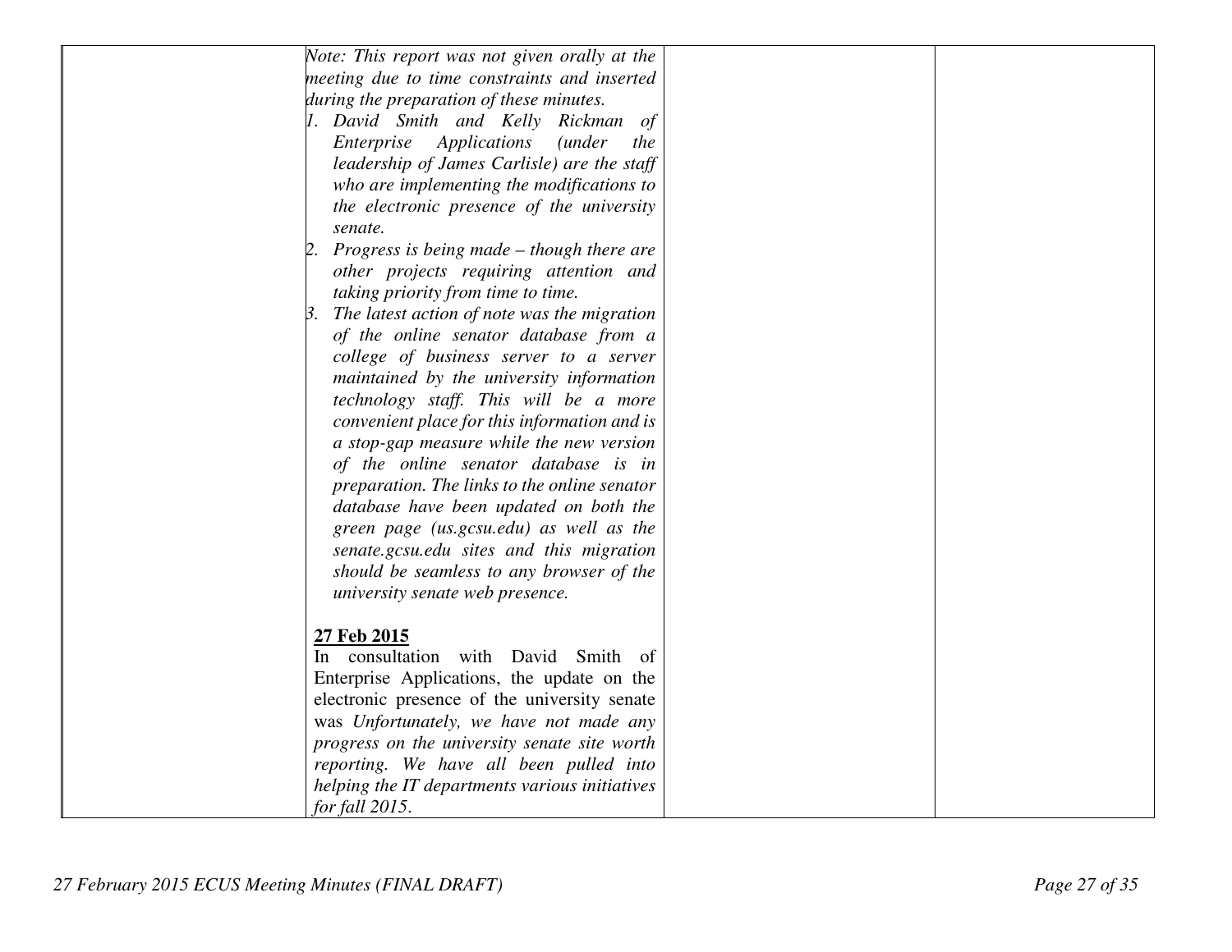| | | | |
|---|---|---|---|
| | *Note: This report was not given orally at the meeting due to time constraints and inserted during the preparation of these minutes.*<br>1. *David Smith and Kelly Rickman of Enterprise Applications (under the leadership of James Carlisle) are the staff who are implementing the modifications to the electronic presence of the university senate.*<br>2. *Progress is being made – though there are other projects requiring attention and taking priority from time to time.*<br>3. *The latest action of note was the migration of the online senator database from a college of business server to a server maintained by the university information technology staff. This will be a more convenient place for this information and is a stop-gap measure while the new version of the online senator database is in preparation. The links to the online senator database have been updated on both the green page (us.gcsu.edu) as well as the senate.gcsu.edu sites and this migration should be seamless to any browser of the university senate web presence.*<br><br>**<u>27 Feb 2015</u>**<br>In consultation with David Smith of Enterprise Applications, the update on the electronic presence of the university senate was *Unfortunately, we have not made any progress on the university senate site worth reporting. We have all been pulled into helping the IT departments various initiatives for fall 2015*. | | |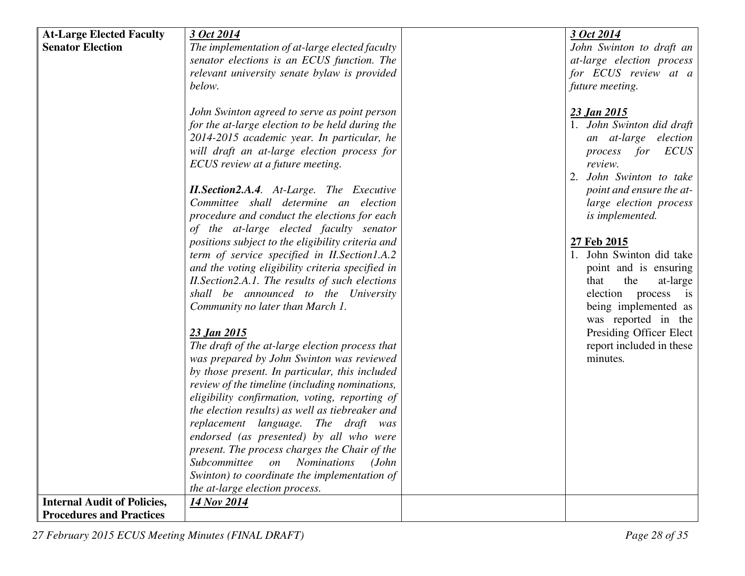| | | | |
|---|---|---|---|
| **At-Large Elected Faculty Senator Election** | ***3 Oct 2014***<br>*The implementation of at-large elected faculty senator elections is an ECUS function. The relevant university senate bylaw is provided below.*<br><br>*John Swinton agreed to serve as point person for the at-large election to be held during the 2014-2015 academic year. In particular, he will draft an at-large election process for ECUS review at a future meeting.*<br><br>***II.Section2.A.4**. At-Large. The Executive Committee shall determine an election procedure and conduct the elections for each of the at-large elected faculty senator positions subject to the eligibility criteria and term of service specified in II.Section1.A.2 and the voting eligibility criteria specified in II.Section2.A.1. The results of such elections shall be announced to the University Community no later than March 1.*<br><br>***23 Jan 2015***<br>*The draft of the at-large election process that was prepared by John Swinton was reviewed by those present. In particular, this included review of the timeline (including nominations, eligibility confirmation, voting, reporting of the election results) as well as tiebreaker and replacement language. The draft was endorsed (as presented) by all who were present. The process charges the Chair of the Subcommittee on Nominations (John Swinton) to coordinate the implementation of the at-large election process.* | | ***3 Oct 2014***<br>*John Swinton to draft an at-large election process for ECUS review at a future meeting.*<br><br>***23 Jan 2015***<br>*1. John Swinton did draft an at-large election process for ECUS review.*<br>*2. John Swinton to take point and ensure the at-large election process is implemented.*<br><br>**27 Feb 2015**<br>1. John Swinton did take point and is ensuring that the at-large election process is being implemented as was reported in the Presiding Officer Elect report included in these minutes. |
| **Internal Audit of Policies, Procedures and Practices** | ***14 Nov 2014*** | | |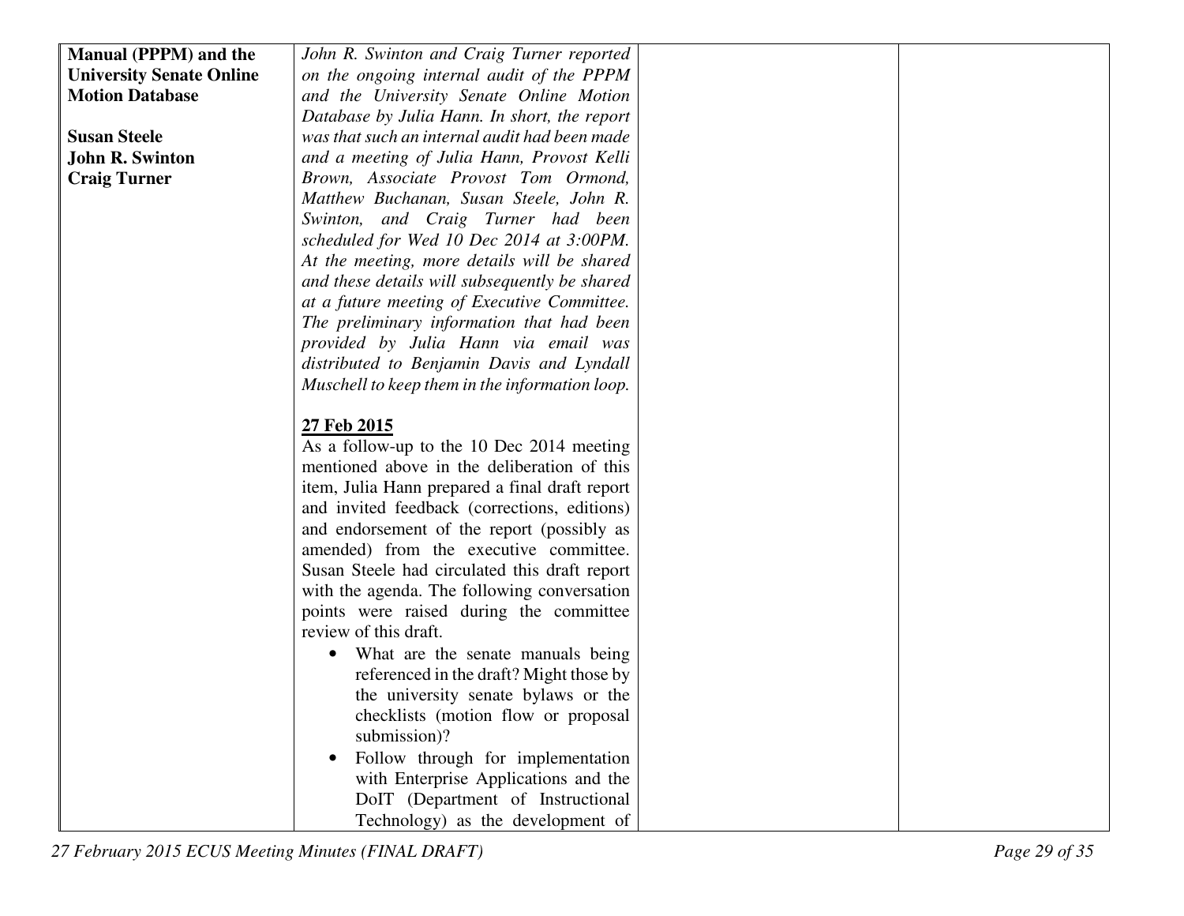| | | | |
|---|---|---|---|
| **Manual (PPPM) and the University Senate Online Motion Database**<br><br>**Susan Steele**<br>**John R. Swinton**<br>**Craig Turner** | *John R. Swinton and Craig Turner reported on the ongoing internal audit of the PPPM and the University Senate Online Motion Database by Julia Hann. In short, the report was that such an internal audit had been made and a meeting of Julia Hann, Provost Kelli Brown, Associate Provost Tom Ormond, Matthew Buchanan, Susan Steele, John R. Swinton, and Craig Turner had been scheduled for Wed 10 Dec 2014 at 3:00PM. At the meeting, more details will be shared and these details will subsequently be shared at a future meeting of Executive Committee. The preliminary information that had been provided by Julia Hann via email was distributed to Benjamin Davis and Lyndall Muschell to keep them in the information loop.*<br><br>**<u>27 Feb 2015</u>**<br>As a follow-up to the 10 Dec 2014 meeting mentioned above in the deliberation of this item, Julia Hann prepared a final draft report and invited feedback (corrections, editions) and endorsement of the report (possibly as amended) from the executive committee. Susan Steele had circulated this draft report with the agenda. The following conversation points were raised during the committee review of this draft.<br>• What are the senate manuals being referenced in the draft? Might those by the university senate bylaws or the checklists (motion flow or proposal submission)?<br>• Follow through for implementation with Enterprise Applications and the DoIT (Department of Instructional Technology) as the development of | | |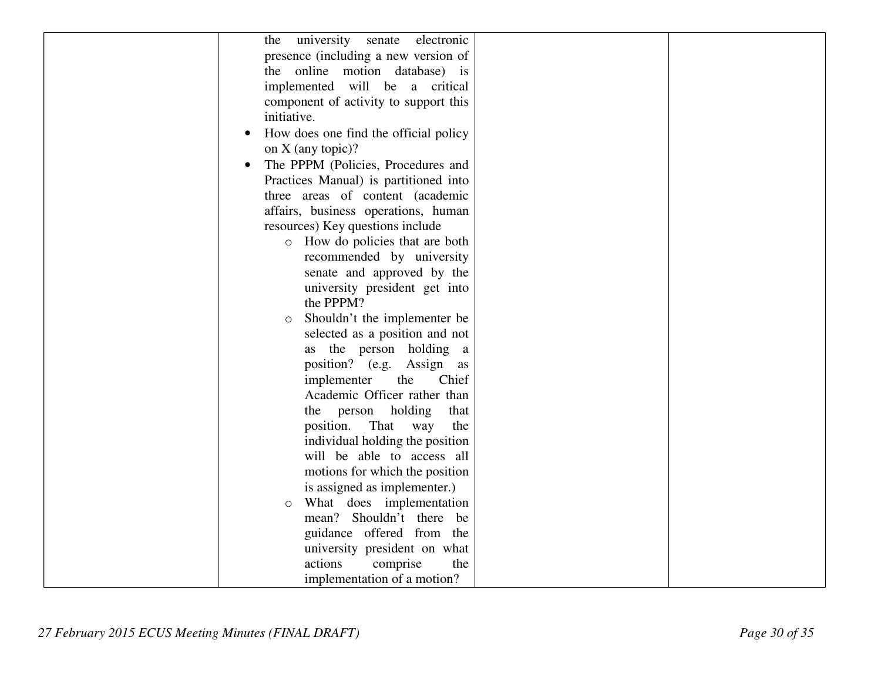| | | | |
|---|---|---|---|
| | the university senate electronic presence (including a new version of the online motion database) is implemented will be a critical component of activity to support this initiative.<br>• How does one find the official policy on X (any topic)?<br>• The PPPM (Policies, Procedures and Practices Manual) is partitioned into three areas of content (academic affairs, business operations, human resources) Key questions include<br>  ○ How do policies that are both recommended by university senate and approved by the university president get into the PPPM?<br>  ○ Shouldn't the implementer be selected as a position and not as the person holding a position? (e.g. Assign as implementer the Chief Academic Officer rather than the person holding that position. That way the individual holding the position will be able to access all motions for which the position is assigned as implementer.)<br>  ○ What does implementation mean? Shouldn't there be guidance offered from the university president on what actions comprise the implementation of a motion? | | |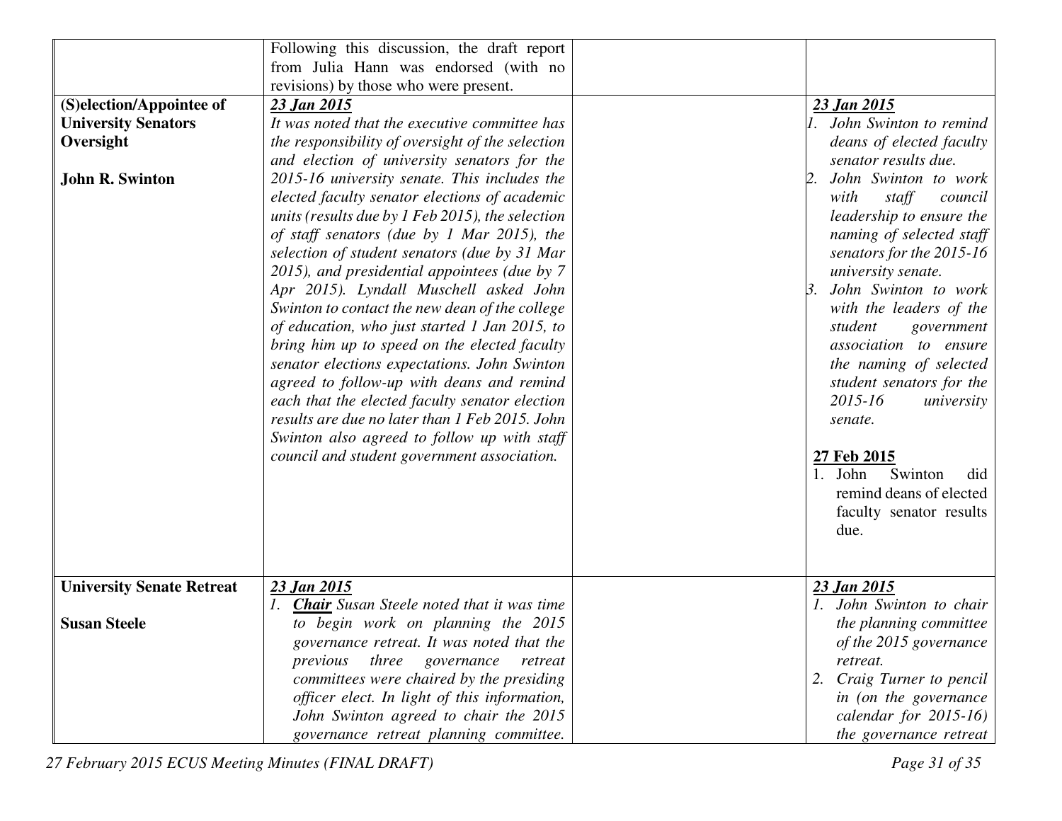| | | | |
|---|---|---|---|
| | Following this discussion, the draft report from Julia Hann was endorsed (with no revisions) by those who were present. | | |
| **(S)election/Appointee of University Senators Oversight**<br><br>**John R. Swinton** | ***23 Jan 2015***<br>*It was noted that the executive committee has the responsibility of oversight of the selection and election of university senators for the 2015-16 university senate. This includes the elected faculty senator elections of academic units (results due by 1 Feb 2015), the selection of staff senators (due by 1 Mar 2015), the selection of student senators (due by 31 Mar 2015), and presidential appointees (due by 7 Apr 2015). Lyndall Muschell asked John Swinton to contact the new dean of the college of education, who just started 1 Jan 2015, to bring him up to speed on the elected faculty senator elections expectations. John Swinton agreed to follow-up with deans and remind each that the elected faculty senator election results are due no later than 1 Feb 2015. John Swinton also agreed to follow up with staff council and student government association.* | | ***23 Jan 2015***<br>*1. John Swinton to remind deans of elected faculty senator results due.*<br>*2. John Swinton to work with staff council leadership to ensure the naming of selected staff senators for the 2015-16 university senate.*<br>*3. John Swinton to work with the leaders of the student government association to ensure the naming of selected student senators for the 2015-16 university senate.*<br><br>**27 Feb 2015**<br>1. John Swinton did remind deans of elected faculty senator results due. |
| **University Senate Retreat**<br><br>**Susan Steele** | ***23 Jan 2015***<br>*1. **Chair** Susan Steele noted that it was time to begin work on planning the 2015 governance retreat. It was noted that the previous three governance retreat committees were chaired by the presiding officer elect. In light of this information, John Swinton agreed to chair the 2015 governance retreat planning committee.* | | ***23 Jan 2015***<br>*1. John Swinton to chair the planning committee of the 2015 governance retreat.*<br>*2. Craig Turner to pencil in (on the governance calendar for 2015-16) the governance retreat* |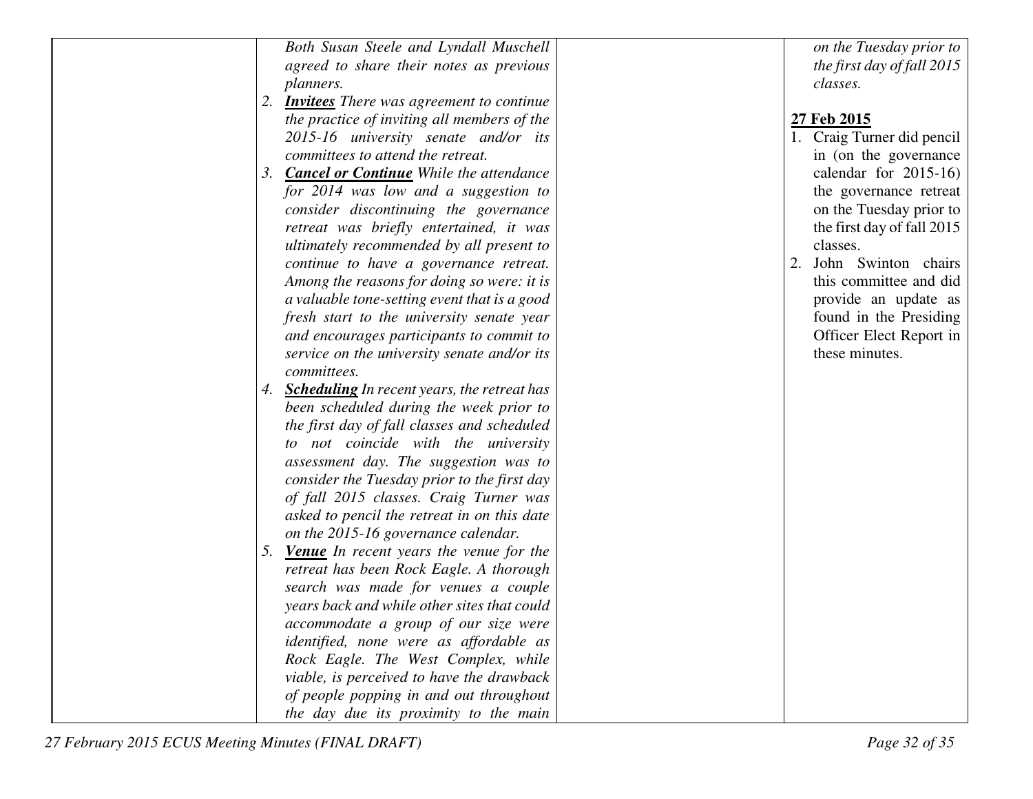| | | | |
|---|---|---|---|
| | *Both Susan Steele and Lyndall Muschell agreed to share their notes as previous planners.*<br>2. ***Invitees*** *There was agreement to continue the practice of inviting all members of the 2015-16 university senate and/or its committees to attend the retreat.*<br>3. ***Cancel or Continue*** *While the attendance for 2014 was low and a suggestion to consider discontinuing the governance retreat was briefly entertained, it was ultimately recommended by all present to continue to have a governance retreat. Among the reasons for doing so were: it is a valuable tone-setting event that is a good fresh start to the university senate year and encourages participants to commit to service on the university senate and/or its committees.*<br>4. ***Scheduling*** *In recent years, the retreat has been scheduled during the week prior to the first day of fall classes and scheduled to not coincide with the university assessment day. The suggestion was to consider the Tuesday prior to the first day of fall 2015 classes. Craig Turner was asked to pencil the retreat in on this date on the 2015-16 governance calendar.*<br>5. ***Venue*** *In recent years the venue for the retreat has been Rock Eagle. A thorough search was made for venues a couple years back and while other sites that could accommodate a group of our size were identified, none were as affordable as Rock Eagle. The West Complex, while viable, is perceived to have the drawback of people popping in and out throughout the day due its proximity to the main* | | *on the Tuesday prior to the first day of fall 2015 classes.*<br><br>**27 Feb 2015**<br>1. Craig Turner did pencil in (on the governance calendar for 2015-16) the governance retreat on the Tuesday prior to the first day of fall 2015 classes.<br>2. John Swinton chairs this committee and did provide an update as found in the Presiding Officer Elect Report in these minutes. |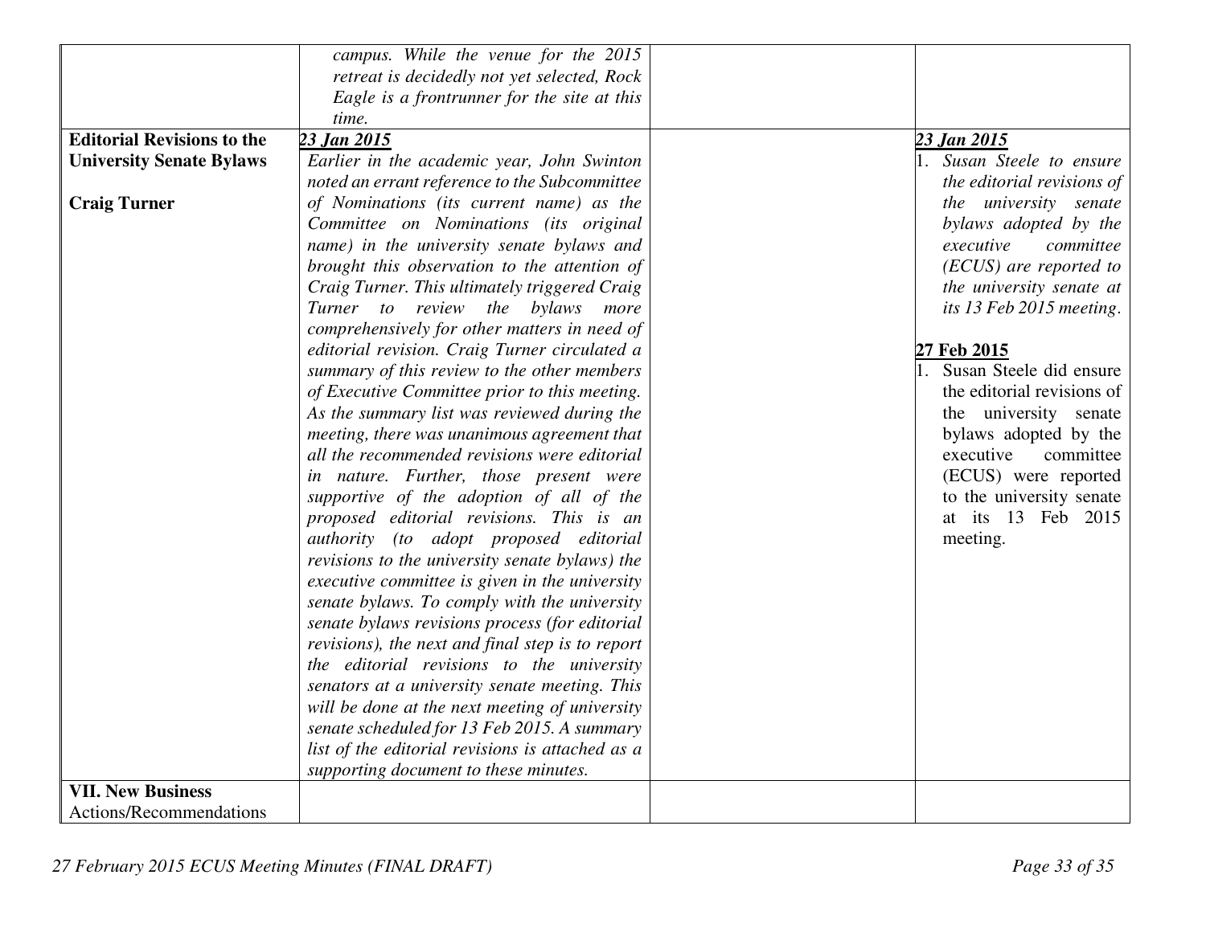| | | | |
|---|---|---|---|
| | *campus. While the venue for the 2015 retreat is decidedly not yet selected, Rock Eagle is a frontrunner for the site at this time.* | | |
| **Editorial Revisions to the University Senate Bylaws**<br><br>**Craig Turner** | ***<u>23 Jan 2015</u>***<br>*Earlier in the academic year, John Swinton noted an errant reference to the Subcommittee of Nominations (its current name) as the Committee on Nominations (its original name) in the university senate bylaws and brought this observation to the attention of Craig Turner. This ultimately triggered Craig Turner to review the bylaws more comprehensively for other matters in need of editorial revision. Craig Turner circulated a summary of this review to the other members of Executive Committee prior to this meeting. As the summary list was reviewed during the meeting, there was unanimous agreement that all the recommended revisions were editorial in nature. Further, those present were supportive of the adoption of all of the proposed editorial revisions. This is an authority (to adopt proposed editorial revisions to the university senate bylaws) the executive committee is given in the university senate bylaws. To comply with the university senate bylaws revisions process (for editorial revisions), the next and final step is to report the editorial revisions to the university senators at a university senate meeting. This will be done at the next meeting of university senate scheduled for 13 Feb 2015. A summary list of the editorial revisions is attached as a supporting document to these minutes.* | | ***<u>23 Jan 2015</u>***<br>1. *Susan Steele to ensure the editorial revisions of the university senate bylaws adopted by the executive committee (ECUS) are reported to the university senate at its 13 Feb 2015 meeting.*<br><br>**<u>27 Feb 2015</u>**<br>1. Susan Steele did ensure the editorial revisions of the university senate bylaws adopted by the executive committee (ECUS) were reported to the university senate at its 13 Feb 2015 meeting. |
| **VII. New Business**<br>Actions/Recommendations | | | |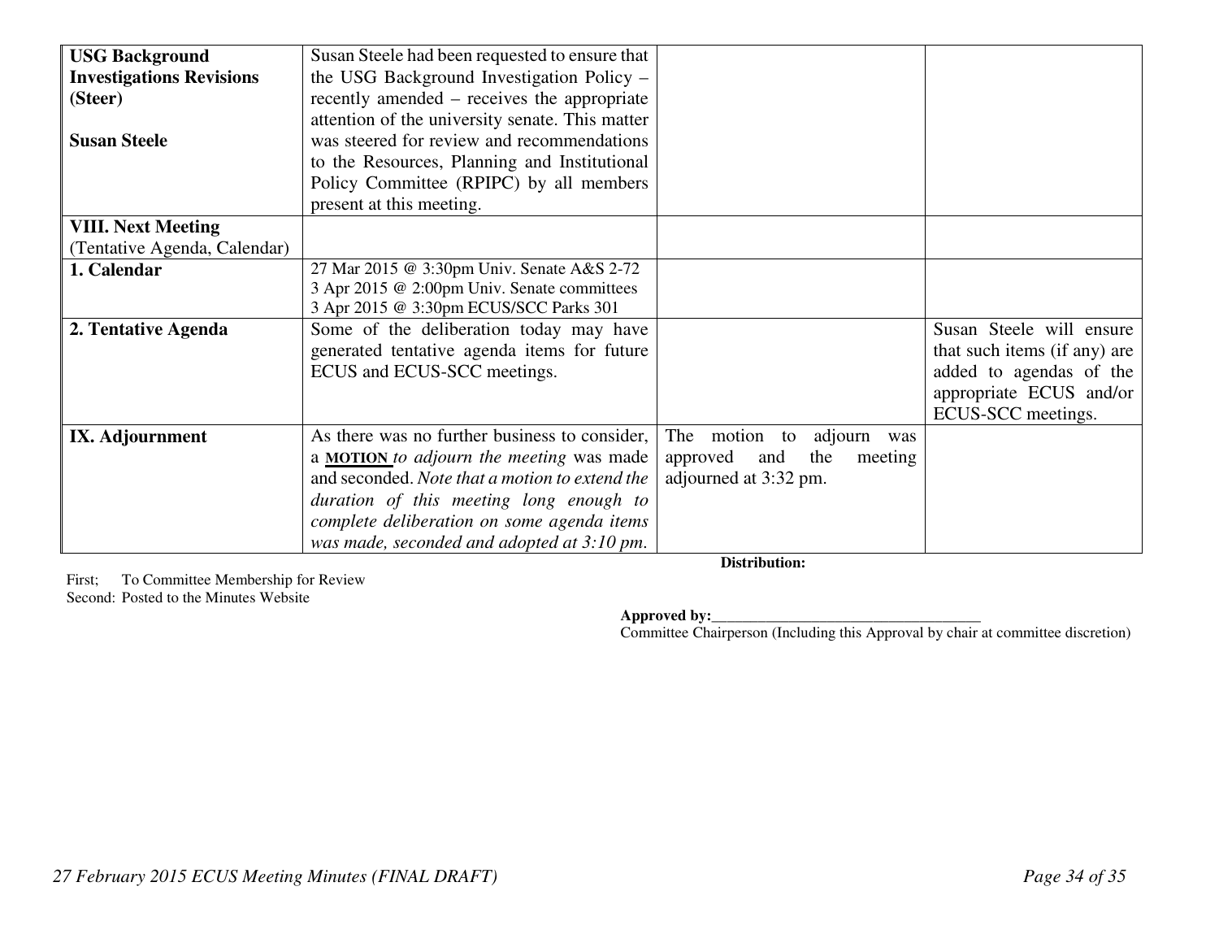| **USG Background Investigations Revisions (Steer)**<br><br>**Susan Steele** | Susan Steele had been requested to ensure that the USG Background Investigation Policy – recently amended – receives the appropriate attention of the university senate. This matter was steered for review and recommendations to the Resources, Planning and Institutional Policy Committee (RPIPC) by all members present at this meeting. | | |
|---|---|---|---|
| **VIII. Next Meeting** (Tentative Agenda, Calendar) | | | |
| **1. Calendar** | 27 Mar 2015 @ 3:30pm Univ. Senate A&S 2-72<br>3 Apr 2015 @ 2:00pm Univ. Senate committees<br>3 Apr 2015 @ 3:30pm ECUS/SCC Parks 301 | | |
| **2. Tentative Agenda** | Some of the deliberation today may have generated tentative agenda items for future ECUS and ECUS-SCC meetings. | | Susan Steele will ensure that such items (if any) are added to agendas of the appropriate ECUS and/or ECUS-SCC meetings. |
| **IX. Adjournment** | As there was no further business to consider, a **MOTION** *to adjourn the meeting* was made and seconded. *Note that a motion to extend the duration of this meeting long enough to complete deliberation on some agenda items was made, seconded and adopted at 3:10 pm.* | The motion to adjourn was approved and the meeting adjourned at 3:32 pm. | |

**Distribution:**

First; To Committee Membership for Review
Second: Posted to the Minutes Website

**Approved by:**___________________________________
Committee Chairperson (Including this Approval by chair at committee discretion)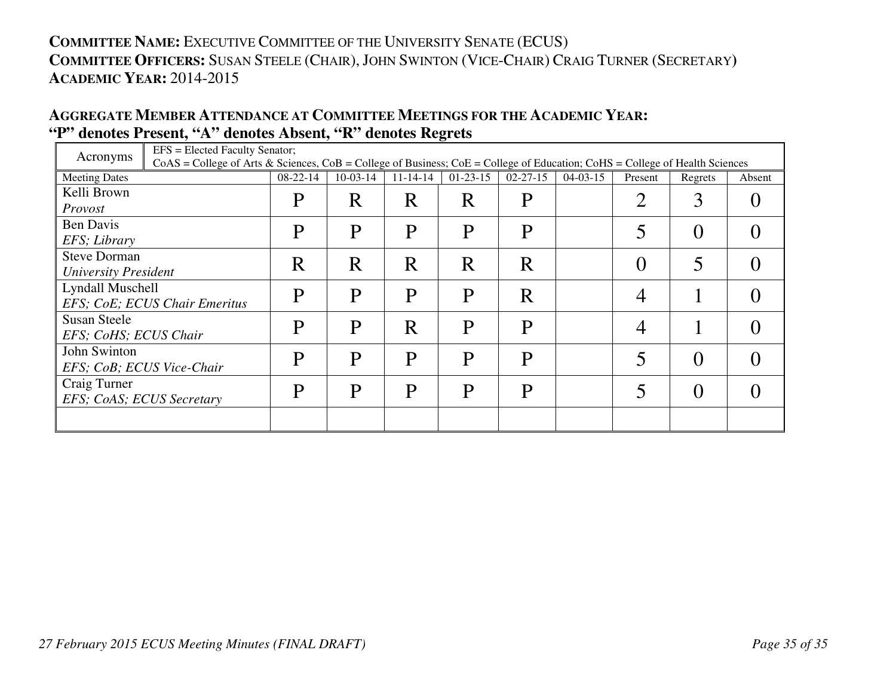**COMMITTEE NAME:** EXECUTIVE COMMITTEE OF THE UNIVERSITY SENATE (ECUS)
**COMMITTEE OFFICERS:** SUSAN STEELE (CHAIR), JOHN SWINTON (VICE-CHAIR) CRAIG TURNER (SECRETARY)
**ACADEMIC YEAR:** 2014-2015

**AGGREGATE MEMBER ATTENDANCE AT COMMITTEE MEETINGS FOR THE ACADEMIC YEAR:**
**"P" denotes Present, "A" denotes Absent, "R" denotes Regrets**

| Acronyms | EFS = Elected Faculty Senator; CoAS = College of Arts & Sciences, CoB = College of Business; CoE = College of Education; CoHS = College of Health Sciences | | | | | | | | |
|---|---|---|---|---|---|---|---|---|---|
| Meeting Dates | 08-22-14 | 10-03-14 | 11-14-14 | 01-23-15 | 02-27-15 | 04-03-15 | Present | Regrets | Absent |
| Kelli Brown *Provost* | P | R | R | R | P | | 2 | 3 | 0 |
| Ben Davis *EFS; Library* | P | P | P | P | P | | 5 | 0 | 0 |
| Steve Dorman *University President* | R | R | R | R | R | | 0 | 5 | 0 |
| Lyndall Muschell *EFS; CoE; ECUS Chair Emeritus* | P | P | P | P | R | | 4 | 1 | 0 |
| Susan Steele *EFS; CoHS; ECUS Chair* | P | P | R | P | P | | 4 | 1 | 0 |
| John Swinton *EFS; CoB; ECUS Vice-Chair* | P | P | P | P | P | | 5 | 0 | 0 |
| Craig Turner *EFS; CoAS; ECUS Secretary* | P | P | P | P | P | | 5 | 0 | 0 |
| | | | | | | | | | |

*27 February 2015 ECUS Meeting Minutes (FINAL DRAFT)*